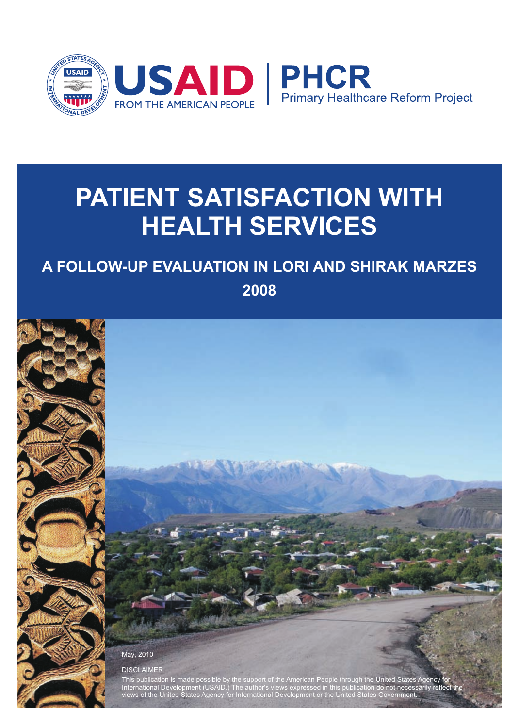USAID FROM THE AMERICAN PEOPLE | PHCR Primary Healthcare Reform Project

# PATIENT SATISFACTION WITH HEALTH SERVICES

## A FOLLOW-UP EVALUATION IN LORI AND SHIRAK MARZES 2008

May, 2010

DISCLAIMER

This publication is made possible by the support of the American People through the United States Agency for International Development (USAID.) The author's views expressed in this publication do not necessarily reflect the views of the United States Agency for International Development or the United States Government.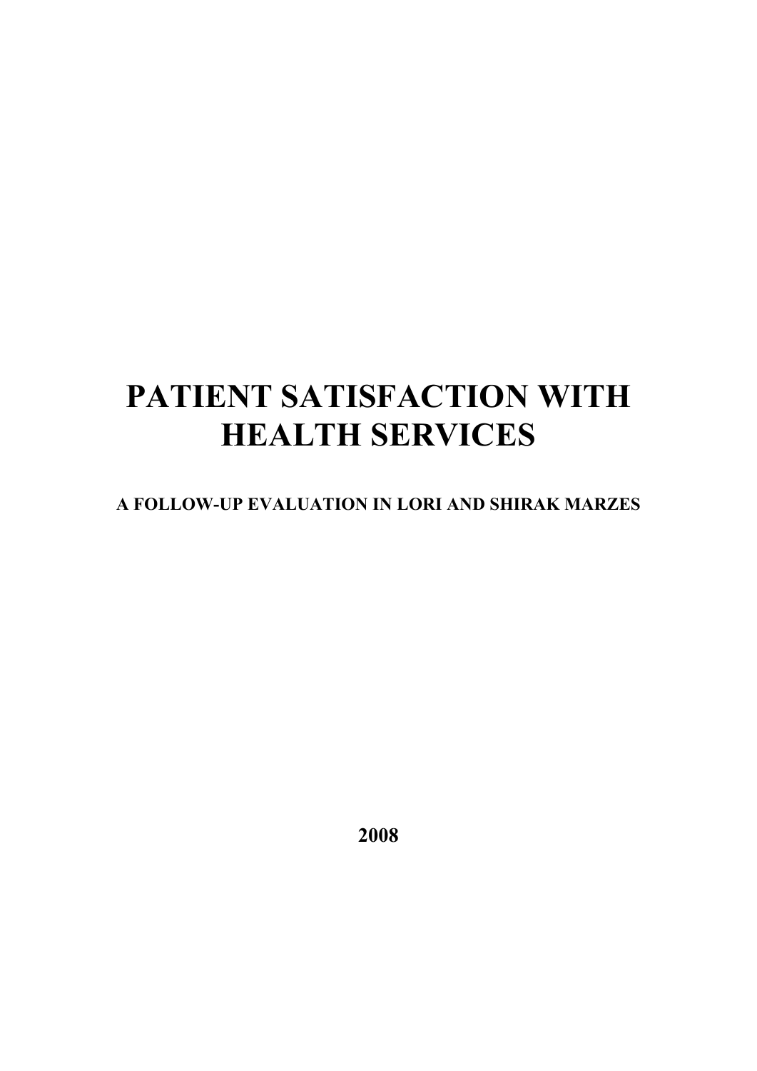# PATIENT SATISFACTION WITH HEALTH SERVICES

### A FOLLOW-UP EVALUATION IN LORI AND SHIRAK MARZES

**2008**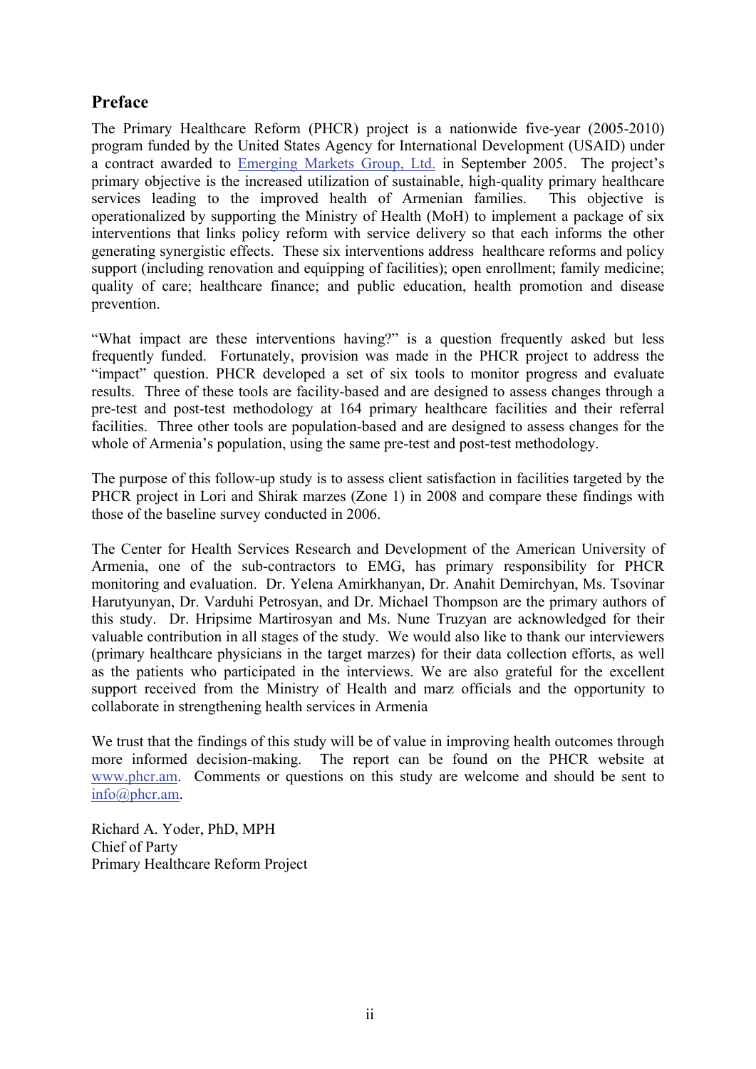## Preface

The Primary Healthcare Reform (PHCR) project is a nationwide five-year (2005-2010) program funded by the United States Agency for International Development (USAID) under a contract awarded to Emerging Markets Group, Ltd. in September 2005. The project's primary objective is the increased utilization of sustainable, high-quality primary healthcare services leading to the improved health of Armenian families. This objective is operationalized by supporting the Ministry of Health (MoH) to implement a package of six interventions that links policy reform with service delivery so that each informs the other generating synergistic effects. These six interventions address healthcare reforms and policy support (including renovation and equipping of facilities); open enrollment; family medicine; quality of care; healthcare finance; and public education, health promotion and disease prevention.

"What impact are these interventions having?" is a question frequently asked but less frequently funded. Fortunately, provision was made in the PHCR project to address the "impact" question. PHCR developed a set of six tools to monitor progress and evaluate results. Three of these tools are facility-based and are designed to assess changes through a pre-test and post-test methodology at 164 primary healthcare facilities and their referral facilities. Three other tools are population-based and are designed to assess changes for the whole of Armenia's population, using the same pre-test and post-test methodology.

The purpose of this follow-up study is to assess client satisfaction in facilities targeted by the PHCR project in Lori and Shirak marzes (Zone 1) in 2008 and compare these findings with those of the baseline survey conducted in 2006.

The Center for Health Services Research and Development of the American University of Armenia, one of the sub-contractors to EMG, has primary responsibility for PHCR monitoring and evaluation. Dr. Yelena Amirkhanyan, Dr. Anahit Demirchyan, Ms. Tsovinar Harutyunyan, Dr. Varduhi Petrosyan, and Dr. Michael Thompson are the primary authors of this study. Dr. Hripsime Martirosyan and Ms. Nune Truzyan are acknowledged for their valuable contribution in all stages of the study. We would also like to thank our interviewers (primary healthcare physicians in the target marzes) for their data collection efforts, as well as the patients who participated in the interviews. We are also grateful for the excellent support received from the Ministry of Health and marz officials and the opportunity to collaborate in strengthening health services in Armenia

We trust that the findings of this study will be of value in improving health outcomes through more informed decision-making. The report can be found on the PHCR website at www.phcr.am. Comments or questions on this study are welcome and should be sent to info@phcr.am.

Richard A. Yoder, PhD, MPH
Chief of Party
Primary Healthcare Reform Project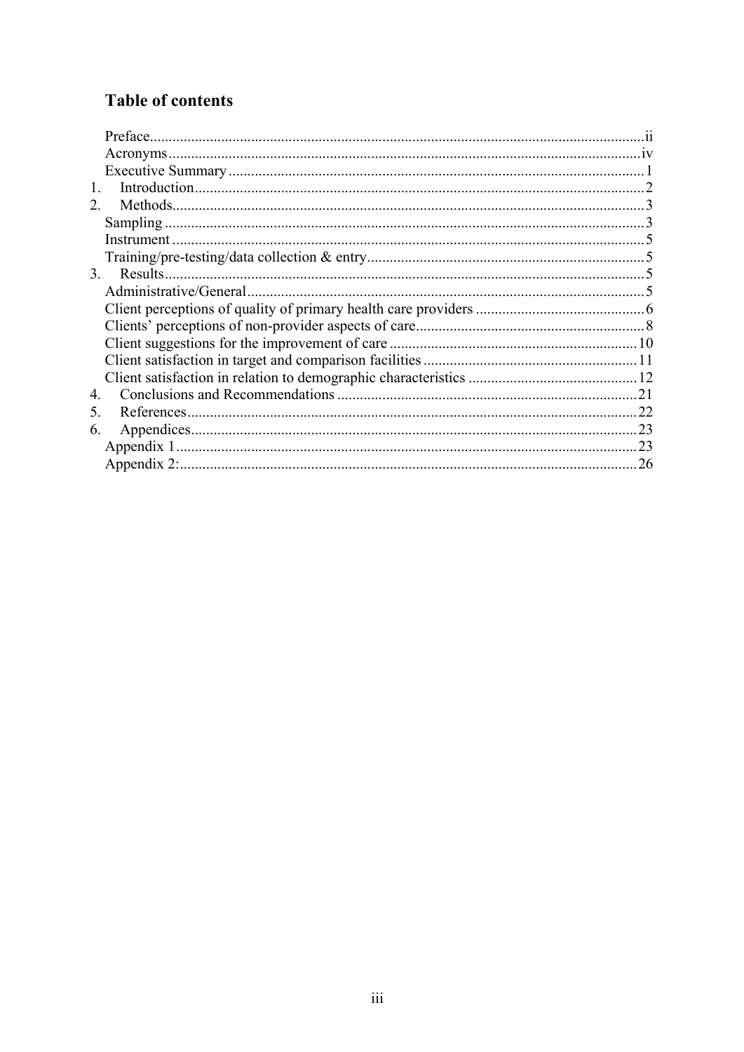## Table of contents

Preface....ii
Acronyms....iv
Executive Summary....1
1. Introduction....2
2. Methods....3
   Sampling....3
   Instrument....5
   Training/pre-testing/data collection & entry....5
3. Results....5
   Administrative/General....5
   Client perceptions of quality of primary health care providers....6
   Clients' perceptions of non-provider aspects of care....8
   Client suggestions for the improvement of care....10
   Client satisfaction in target and comparison facilities....11
   Client satisfaction in relation to demographic characteristics....12
4. Conclusions and Recommendations....21
5. References....22
6. Appendices....23
   Appendix 1....23
   Appendix 2:....26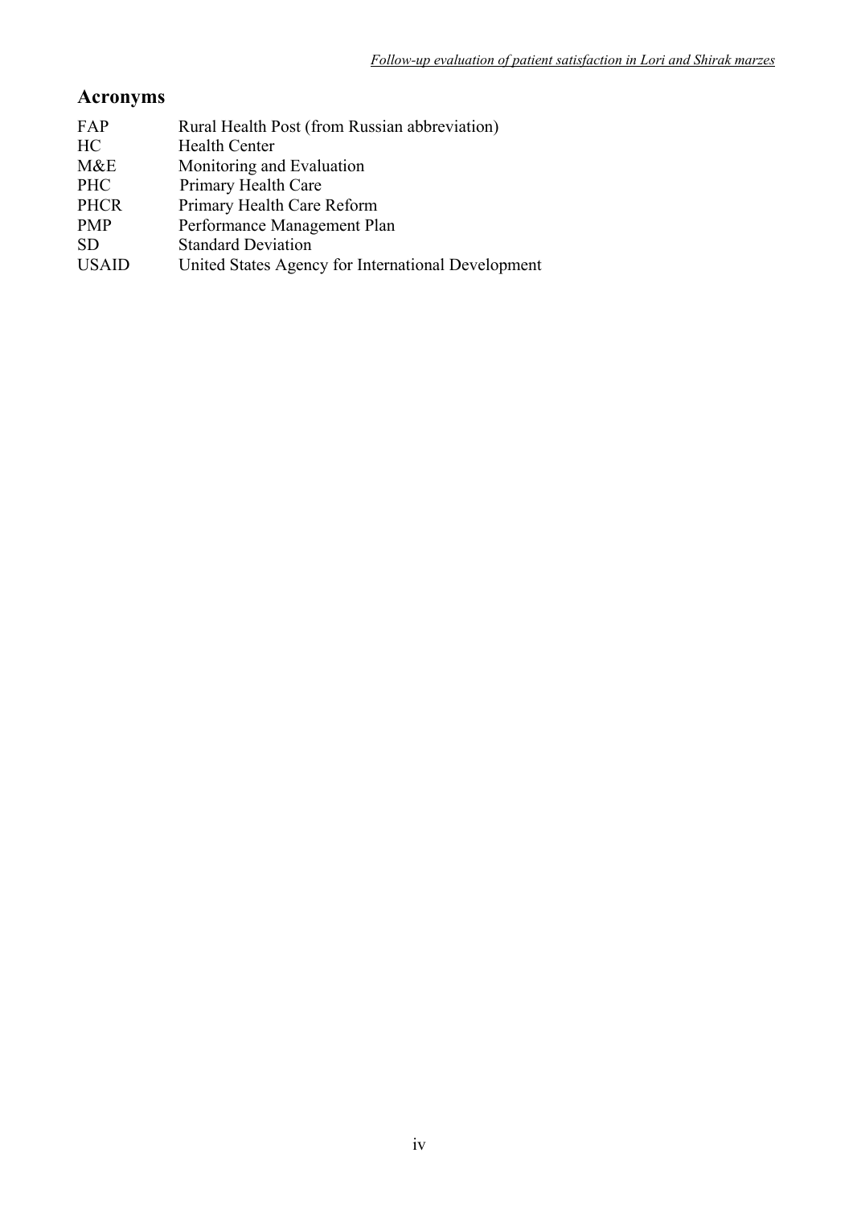## Acronyms

| | |
|---|---|
| FAP | Rural Health Post (from Russian abbreviation) |
| HC | Health Center |
| M&E | Monitoring and Evaluation |
| PHC | Primary Health Care |
| PHCR | Primary Health Care Reform |
| PMP | Performance Management Plan |
| SD | Standard Deviation |
| USAID | United States Agency for International Development |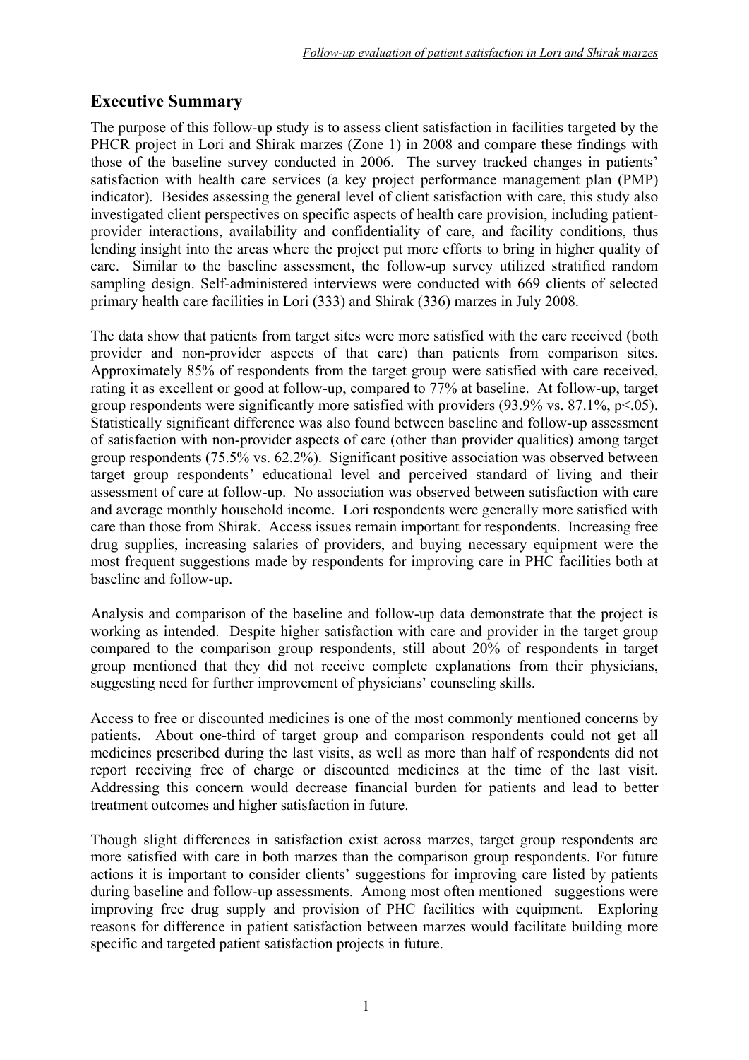## Executive Summary

The purpose of this follow-up study is to assess client satisfaction in facilities targeted by the PHCR project in Lori and Shirak marzes (Zone 1) in 2008 and compare these findings with those of the baseline survey conducted in 2006. The survey tracked changes in patients' satisfaction with health care services (a key project performance management plan (PMP) indicator). Besides assessing the general level of client satisfaction with care, this study also investigated client perspectives on specific aspects of health care provision, including patient-provider interactions, availability and confidentiality of care, and facility conditions, thus lending insight into the areas where the project put more efforts to bring in higher quality of care. Similar to the baseline assessment, the follow-up survey utilized stratified random sampling design. Self-administered interviews were conducted with 669 clients of selected primary health care facilities in Lori (333) and Shirak (336) marzes in July 2008.

The data show that patients from target sites were more satisfied with the care received (both provider and non-provider aspects of that care) than patients from comparison sites. Approximately 85% of respondents from the target group were satisfied with care received, rating it as excellent or good at follow-up, compared to 77% at baseline. At follow-up, target group respondents were significantly more satisfied with providers (93.9% vs. 87.1%, $p<.05$). Statistically significant difference was also found between baseline and follow-up assessment of satisfaction with non-provider aspects of care (other than provider qualities) among target group respondents (75.5% vs. 62.2%). Significant positive association was observed between target group respondents' educational level and perceived standard of living and their assessment of care at follow-up. No association was observed between satisfaction with care and average monthly household income. Lori respondents were generally more satisfied with care than those from Shirak. Access issues remain important for respondents. Increasing free drug supplies, increasing salaries of providers, and buying necessary equipment were the most frequent suggestions made by respondents for improving care in PHC facilities both at baseline and follow-up.

Analysis and comparison of the baseline and follow-up data demonstrate that the project is working as intended. Despite higher satisfaction with care and provider in the target group compared to the comparison group respondents, still about 20% of respondents in target group mentioned that they did not receive complete explanations from their physicians, suggesting need for further improvement of physicians' counseling skills.

Access to free or discounted medicines is one of the most commonly mentioned concerns by patients. About one-third of target group and comparison respondents could not get all medicines prescribed during the last visits, as well as more than half of respondents did not report receiving free of charge or discounted medicines at the time of the last visit. Addressing this concern would decrease financial burden for patients and lead to better treatment outcomes and higher satisfaction in future.

Though slight differences in satisfaction exist across marzes, target group respondents are more satisfied with care in both marzes than the comparison group respondents. For future actions it is important to consider clients' suggestions for improving care listed by patients during baseline and follow-up assessments. Among most often mentioned suggestions were improving free drug supply and provision of PHC facilities with equipment. Exploring reasons for difference in patient satisfaction between marzes would facilitate building more specific and targeted patient satisfaction projects in future.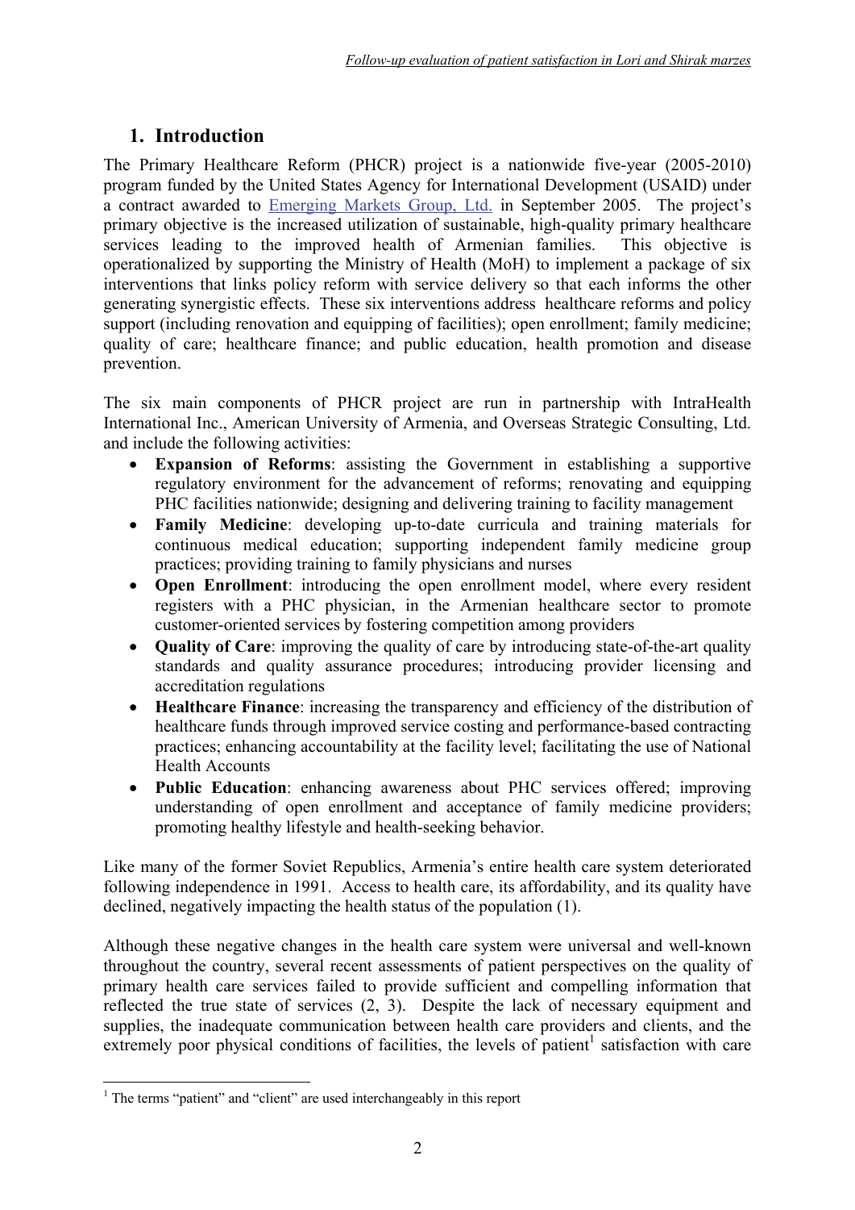# 1. Introduction

The Primary Healthcare Reform (PHCR) project is a nationwide five-year (2005-2010) program funded by the United States Agency for International Development (USAID) under a contract awarded to Emerging Markets Group, Ltd. in September 2005. The project's primary objective is the increased utilization of sustainable, high-quality primary healthcare services leading to the improved health of Armenian families. This objective is operationalized by supporting the Ministry of Health (MoH) to implement a package of six interventions that links policy reform with service delivery so that each informs the other generating synergistic effects. These six interventions address healthcare reforms and policy support (including renovation and equipping of facilities); open enrollment; family medicine; quality of care; healthcare finance; and public education, health promotion and disease prevention.

The six main components of PHCR project are run in partnership with IntraHealth International Inc., American University of Armenia, and Overseas Strategic Consulting, Ltd. and include the following activities:

- **Expansion of Reforms**: assisting the Government in establishing a supportive regulatory environment for the advancement of reforms; renovating and equipping PHC facilities nationwide; designing and delivering training to facility management
- **Family Medicine**: developing up-to-date curricula and training materials for continuous medical education; supporting independent family medicine group practices; providing training to family physicians and nurses
- **Open Enrollment**: introducing the open enrollment model, where every resident registers with a PHC physician, in the Armenian healthcare sector to promote customer-oriented services by fostering competition among providers
- **Quality of Care**: improving the quality of care by introducing state-of-the-art quality standards and quality assurance procedures; introducing provider licensing and accreditation regulations
- **Healthcare Finance**: increasing the transparency and efficiency of the distribution of healthcare funds through improved service costing and performance-based contracting practices; enhancing accountability at the facility level; facilitating the use of National Health Accounts
- **Public Education**: enhancing awareness about PHC services offered; improving understanding of open enrollment and acceptance of family medicine providers; promoting healthy lifestyle and health-seeking behavior.

Like many of the former Soviet Republics, Armenia's entire health care system deteriorated following independence in 1991. Access to health care, its affordability, and its quality have declined, negatively impacting the health status of the population (1).

Although these negative changes in the health care system were universal and well-known throughout the country, several recent assessments of patient perspectives on the quality of primary health care services failed to provide sufficient and compelling information that reflected the true state of services (2, 3). Despite the lack of necessary equipment and supplies, the inadequate communication between health care providers and clients, and the extremely poor physical conditions of facilities, the levels of patient[1] satisfaction with care

[1] The terms "patient" and "client" are used interchangeably in this report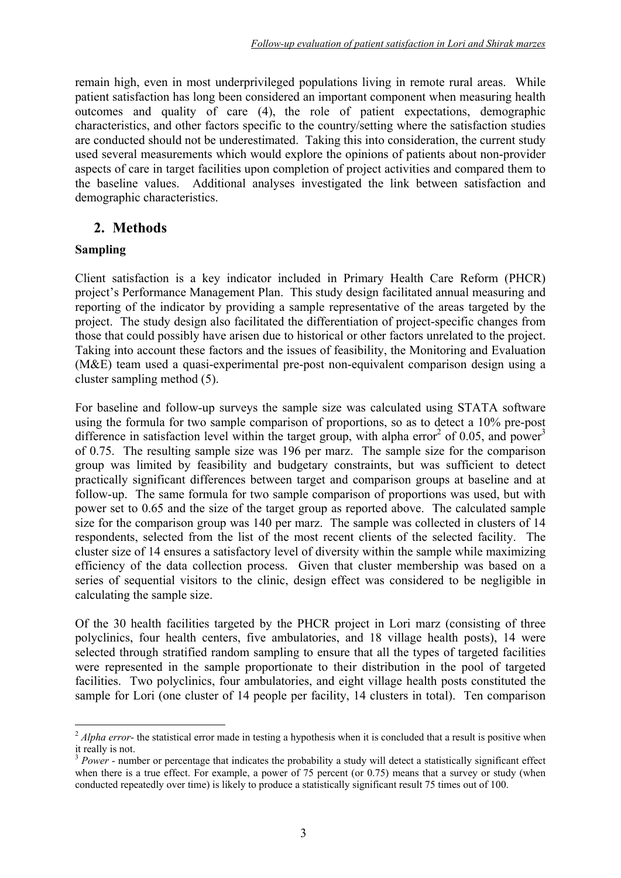remain high, even in most underprivileged populations living in remote rural areas. While patient satisfaction has long been considered an important component when measuring health outcomes and quality of care (4), the role of patient expectations, demographic characteristics, and other factors specific to the country/setting where the satisfaction studies are conducted should not be underestimated. Taking this into consideration, the current study used several measurements which would explore the opinions of patients about non-provider aspects of care in target facilities upon completion of project activities and compared them to the baseline values. Additional analyses investigated the link between satisfaction and demographic characteristics.

## 2. Methods

### Sampling

Client satisfaction is a key indicator included in Primary Health Care Reform (PHCR) project's Performance Management Plan. This study design facilitated annual measuring and reporting of the indicator by providing a sample representative of the areas targeted by the project. The study design also facilitated the differentiation of project-specific changes from those that could possibly have arisen due to historical or other factors unrelated to the project. Taking into account these factors and the issues of feasibility, the Monitoring and Evaluation (M&E) team used a quasi-experimental pre-post non-equivalent comparison design using a cluster sampling method (5).

For baseline and follow-up surveys the sample size was calculated using STATA software using the formula for two sample comparison of proportions, so as to detect a 10% pre-post difference in satisfaction level within the target group, with alpha error[2] of 0.05, and power[3] of 0.75. The resulting sample size was 196 per marz. The sample size for the comparison group was limited by feasibility and budgetary constraints, but was sufficient to detect practically significant differences between target and comparison groups at baseline and at follow-up. The same formula for two sample comparison of proportions was used, but with power set to 0.65 and the size of the target group as reported above. The calculated sample size for the comparison group was 140 per marz. The sample was collected in clusters of 14 respondents, selected from the list of the most recent clients of the selected facility. The cluster size of 14 ensures a satisfactory level of diversity within the sample while maximizing efficiency of the data collection process. Given that cluster membership was based on a series of sequential visitors to the clinic, design effect was considered to be negligible in calculating the sample size.

Of the 30 health facilities targeted by the PHCR project in Lori marz (consisting of three polyclinics, four health centers, five ambulatories, and 18 village health posts), 14 were selected through stratified random sampling to ensure that all the types of targeted facilities were represented in the sample proportionate to their distribution in the pool of targeted facilities. Two polyclinics, four ambulatories, and eight village health posts constituted the sample for Lori (one cluster of 14 people per facility, 14 clusters in total). Ten comparison

---

[2] *Alpha error*- the statistical error made in testing a hypothesis when it is concluded that a result is positive when it really is not.

[3] *Power* - number or percentage that indicates the probability a study will detect a statistically significant effect when there is a true effect. For example, a power of 75 percent (or 0.75) means that a survey or study (when conducted repeatedly over time) is likely to produce a statistically significant result 75 times out of 100.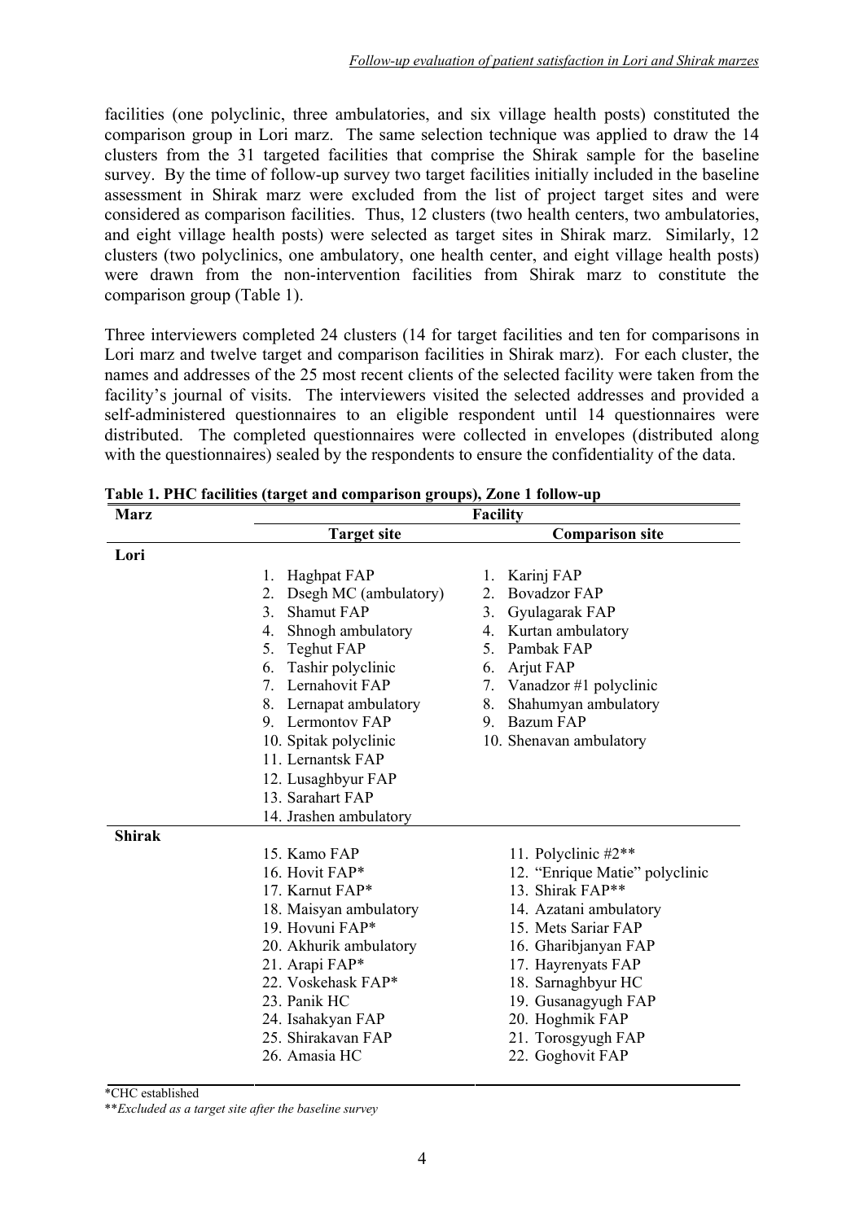facilities (one polyclinic, three ambulatories, and six village health posts) constituted the comparison group in Lori marz. The same selection technique was applied to draw the 14 clusters from the 31 targeted facilities that comprise the Shirak sample for the baseline survey. By the time of follow-up survey two target facilities initially included in the baseline assessment in Shirak marz were excluded from the list of project target sites and were considered as comparison facilities. Thus, 12 clusters (two health centers, two ambulatories, and eight village health posts) were selected as target sites in Shirak marz. Similarly, 12 clusters (two polyclinics, one ambulatory, one health center, and eight village health posts) were drawn from the non-intervention facilities from Shirak marz to constitute the comparison group (Table 1).

Three interviewers completed 24 clusters (14 for target facilities and ten for comparisons in Lori marz and twelve target and comparison facilities in Shirak marz). For each cluster, the names and addresses of the 25 most recent clients of the selected facility were taken from the facility's journal of visits. The interviewers visited the selected addresses and provided a self-administered questionnaires to an eligible respondent until 14 questionnaires were distributed. The completed questionnaires were collected in envelopes (distributed along with the questionnaires) sealed by the respondents to ensure the confidentiality of the data.

**Table 1. PHC facilities (target and comparison groups), Zone 1 follow-up**

| Marz | Facility | |
|---|---|---|
| | **Target site** | **Comparison site** |
| **Lori** | | |
| | 1. Haghpat FAP | 1. Karinj FAP |
| | 2. Dsegh MC (ambulatory) | 2. Bovadzor FAP |
| | 3. Shamut FAP | 3. Gyulagarak FAP |
| | 4. Shnogh ambulatory | 4. Kurtan ambulatory |
| | 5. Teghut FAP | 5. Pambak FAP |
| | 6. Tashir polyclinic | 6. Arjut FAP |
| | 7. Lernahovit FAP | 7. Vanadzor #1 polyclinic |
| | 8. Lernapat ambulatory | 8. Shahumyan ambulatory |
| | 9. Lermontov FAP | 9. Bazum FAP |
| | 10. Spitak polyclinic | 10. Shenavan ambulatory |
| | 11. Lernantsk FAP | |
| | 12. Lusaghbyur FAP | |
| | 13. Sarahart FAP | |
| | 14. Jrashen ambulatory | |
| **Shirak** | | |
| | 15. Kamo FAP | 11. Polyclinic #2** |
| | 16. Hovit FAP* | 12. "Enrique Matie" polyclinic |
| | 17. Karnut FAP* | 13. Shirak FAP** |
| | 18. Maisyan ambulatory | 14. Azatani ambulatory |
| | 19. Hovuni FAP* | 15. Mets Sariar FAP |
| | 20. Akhurik ambulatory | 16. Gharibjanyan FAP |
| | 21. Arapi FAP* | 17. Hayrenyats FAP |
| | 22. Voskehask FAP* | 18. Sarnaghbyur HC |
| | 23. Panik HC | 19. Gusanagyugh FAP |
| | 24. Isahakyan FAP | 20. Hoghmik FAP |
| | 25. Shirakavan FAP | 21. Torosgyugh FAP |
| | 26. Amasia HC | 22. Goghovit FAP |

*CHC established

***Excluded as a target site after the baseline survey*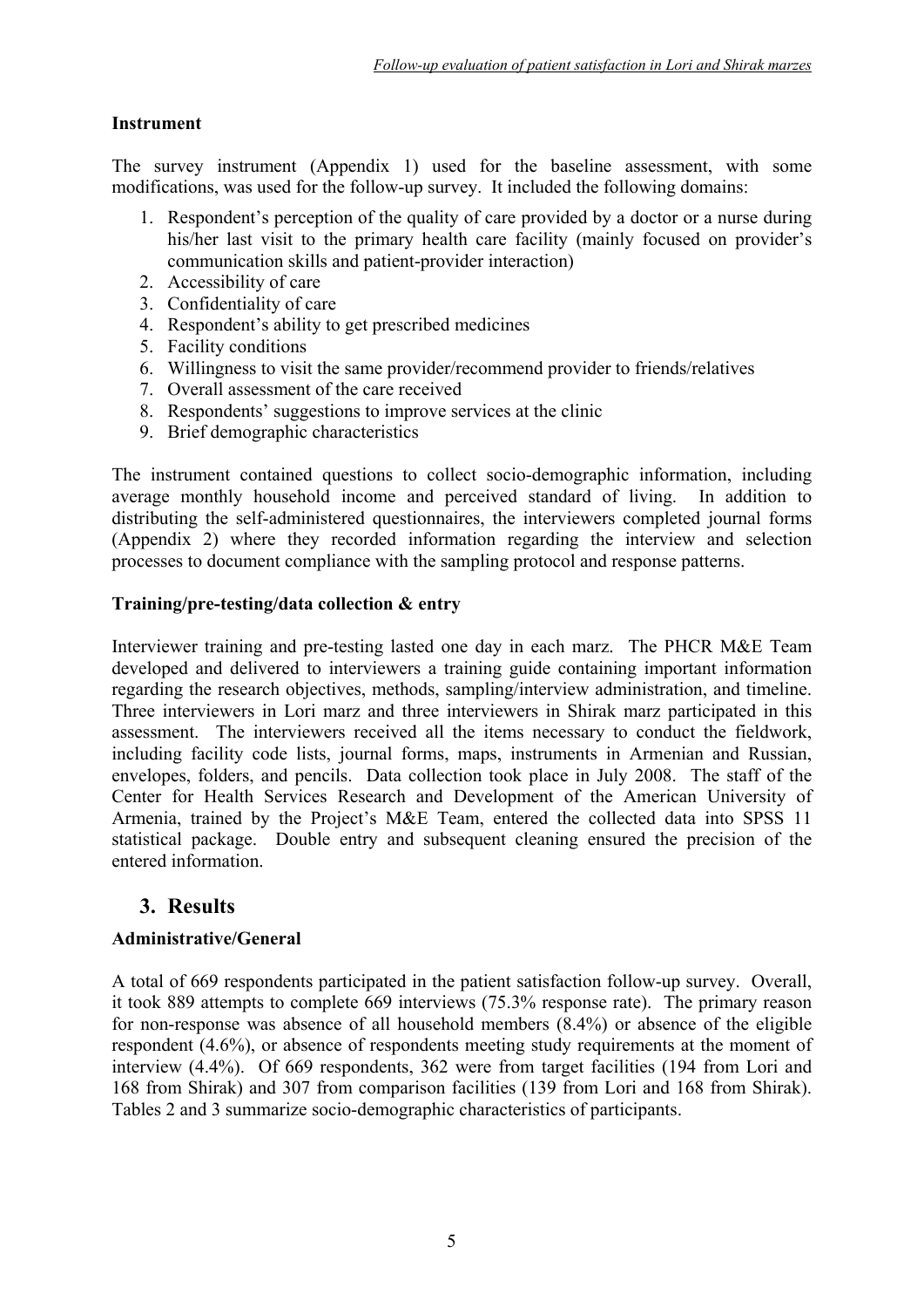**Instrument**

The survey instrument (Appendix 1) used for the baseline assessment, with some modifications, was used for the follow-up survey. It included the following domains:

1. Respondent's perception of the quality of care provided by a doctor or a nurse during his/her last visit to the primary health care facility (mainly focused on provider's communication skills and patient-provider interaction)
2. Accessibility of care
3. Confidentiality of care
4. Respondent's ability to get prescribed medicines
5. Facility conditions
6. Willingness to visit the same provider/recommend provider to friends/relatives
7. Overall assessment of the care received
8. Respondents' suggestions to improve services at the clinic
9. Brief demographic characteristics

The instrument contained questions to collect socio-demographic information, including average monthly household income and perceived standard of living. In addition to distributing the self-administered questionnaires, the interviewers completed journal forms (Appendix 2) where they recorded information regarding the interview and selection processes to document compliance with the sampling protocol and response patterns.

**Training/pre-testing/data collection & entry**

Interviewer training and pre-testing lasted one day in each marz. The PHCR M&E Team developed and delivered to interviewers a training guide containing important information regarding the research objectives, methods, sampling/interview administration, and timeline. Three interviewers in Lori marz and three interviewers in Shirak marz participated in this assessment. The interviewers received all the items necessary to conduct the fieldwork, including facility code lists, journal forms, maps, instruments in Armenian and Russian, envelopes, folders, and pencils. Data collection took place in July 2008. The staff of the Center for Health Services Research and Development of the American University of Armenia, trained by the Project's M&E Team, entered the collected data into SPSS 11 statistical package. Double entry and subsequent cleaning ensured the precision of the entered information.

## 3. Results

**Administrative/General**

A total of 669 respondents participated in the patient satisfaction follow-up survey. Overall, it took 889 attempts to complete 669 interviews (75.3% response rate). The primary reason for non-response was absence of all household members (8.4%) or absence of the eligible respondent (4.6%), or absence of respondents meeting study requirements at the moment of interview (4.4%). Of 669 respondents, 362 were from target facilities (194 from Lori and 168 from Shirak) and 307 from comparison facilities (139 from Lori and 168 from Shirak). Tables 2 and 3 summarize socio-demographic characteristics of participants.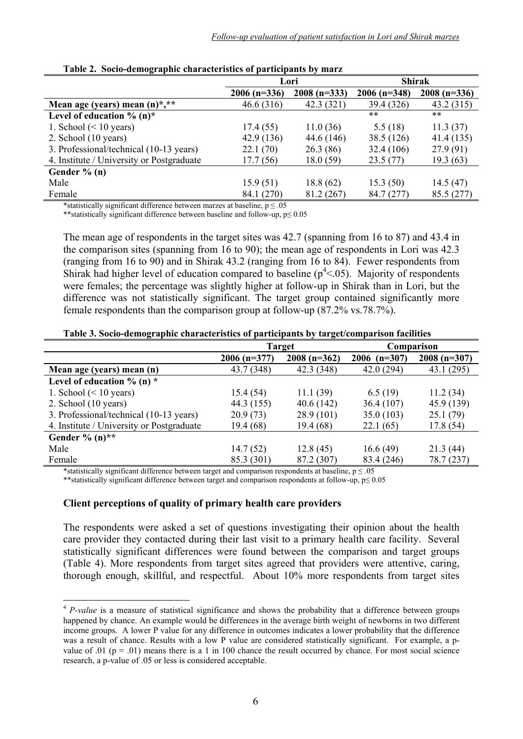**Table 2. Socio-demographic characteristics of participants by marz**

| | Lori | | Shirak | |
|---|---|---|---|---|
| | 2006 (n=336) | 2008 (n=333) | 2006 (n=348) | 2008 (n=336) |
| **Mean age (years) mean (n)*,\*\*** | 46.6 (316) | 42.3 (321) | 39.4 (326) | 43.2 (315) |
| **Level of education % (n)*** | | | ** | ** |
| 1. School (< 10 years) | 17.4 (55) | 11.0 (36) | 5.5 (18) | 11.3 (37) |
| 2. School (10 years) | 42.9 (136) | 44.6 (146) | 38.5 (126) | 41.4 (135) |
| 3. Professional/technical (10-13 years) | 22.1 (70) | 26.3 (86) | 32.4 (106) | 27.9 (91) |
| 4. Institute / University or Postgraduate | 17.7 (56) | 18.0 (59) | 23.5 (77) | 19.3 (63) |
| **Gender % (n)** | | | | |
| Male | 15.9 (51) | 18.8 (62) | 15.3 (50) | 14.5 (47) |
| Female | 84.1 (270) | 81.2 (267) | 84.7 (277) | 85.5 (277) |

*statistically significant difference between marzes at baseline, $p \leq .05$

**statistically significant difference between baseline and follow-up, $p \leq 0.05$

The mean age of respondents in the target sites was 42.7 (spanning from 16 to 87) and 43.4 in the comparison sites (spanning from 16 to 90); the mean age of respondents in Lori was 42.3 (ranging from 16 to 90) and in Shirak 43.2 (ranging from 16 to 84). Fewer respondents from Shirak had higher level of education compared to baseline (p[4]<.05). Majority of respondents were females; the percentage was slightly higher at follow-up in Shirak than in Lori, but the difference was not statistically significant. The target group contained significantly more female respondents than the comparison group at follow-up (87.2% vs.78.7%).

**Table 3. Socio-demographic characteristics of participants by target/comparison facilities**

| | Target | | Comparison | |
|---|---|---|---|---|
| | 2006 (n=377) | 2008 (n=362) | 2006 (n=307) | 2008 (n=307) |
| **Mean age (years) mean (n)** | 43.7 (348) | 42.3 (348) | 42.0 (294) | 43.1 (295) |
| **Level of education % (n) *** | | | | |
| 1. School (< 10 years) | 15.4 (54) | 11.1 (39) | 6.5 (19) | 11.2 (34) |
| 2. School (10 years) | 44.3 (155) | 40.6 (142) | 36.4 (107) | 45.9 (139) |
| 3. Professional/technical (10-13 years) | 20.9 (73) | 28.9 (101) | 35.0 (103) | 25.1 (79) |
| 4. Institute / University or Postgraduate | 19.4 (68) | 19.4 (68) | 22.1 (65) | 17.8 (54) |
| **Gender % (n)\*\*** | | | | |
| Male | 14.7 (52) | 12.8 (45) | 16.6 (49) | 21.3 (44) |
| Female | 85.3 (301) | 87.2 (307) | 83.4 (246) | 78.7 (237) |

*statistically significant difference between target and comparison respondents at baseline, $p \leq .05$

**statistically significant difference between target and comparison respondents at follow-up, $p \leq 0.05$

### Client perceptions of quality of primary health care providers

The respondents were asked a set of questions investigating their opinion about the health care provider they contacted during their last visit to a primary health care facility. Several statistically significant differences were found between the comparison and target groups (Table 4). More respondents from target sites agreed that providers were attentive, caring, thorough enough, skillful, and respectful. About 10% more respondents from target sites

[4] *P-value* is a measure of statistical significance and shows the probability that a difference between groups happened by chance. An example would be differences in the average birth weight of newborns in two different income groups. A lower P value for any difference in outcomes indicates a lower probability that the difference was a result of chance. Results with a low P value are considered statistically significant. For example, a p-value of .01 (p = .01) means there is a 1 in 100 chance the result occurred by chance. For most social science research, a p-value of .05 or less is considered acceptable.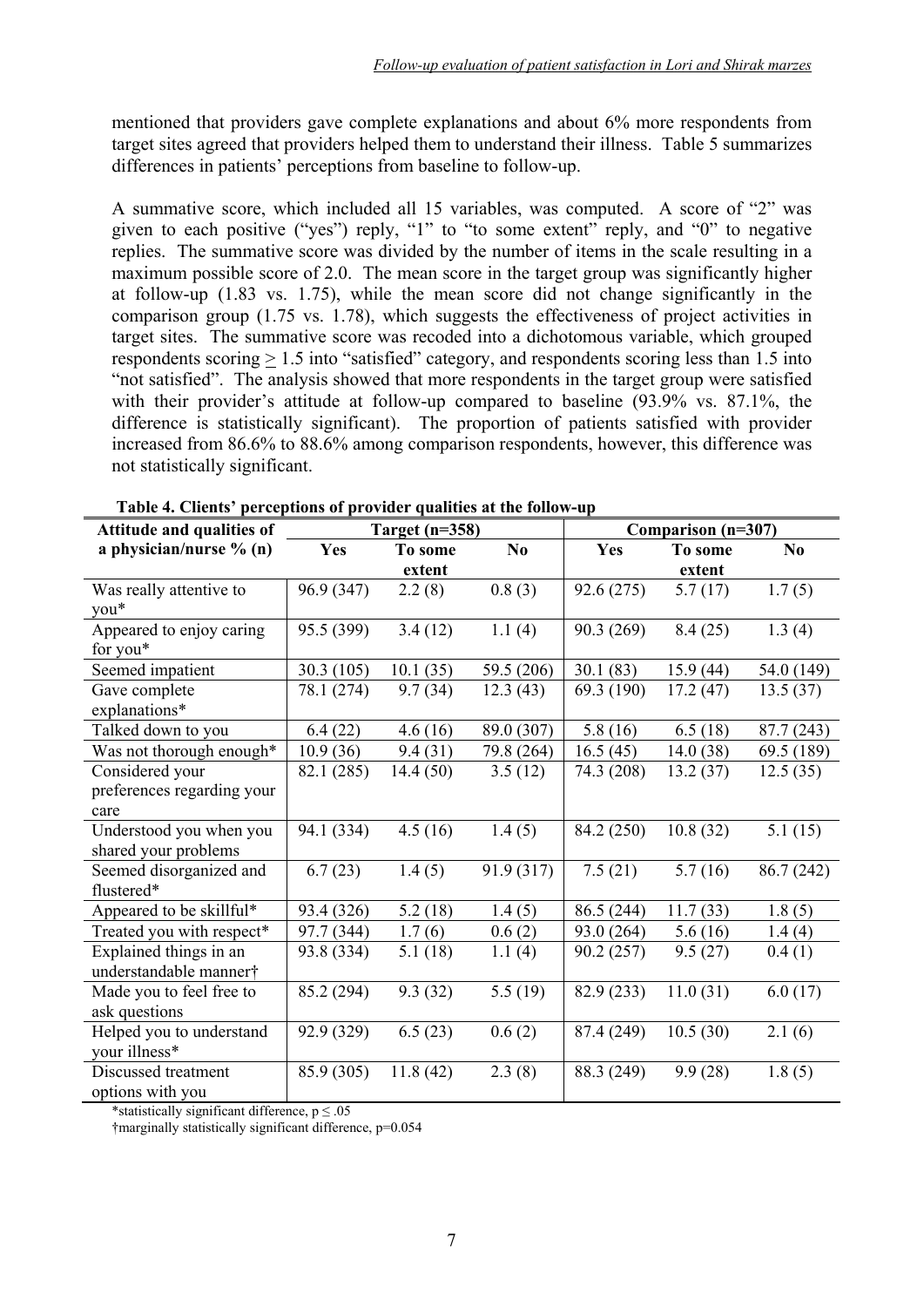mentioned that providers gave complete explanations and about 6% more respondents from target sites agreed that providers helped them to understand their illness. Table 5 summarizes differences in patients' perceptions from baseline to follow-up.

A summative score, which included all 15 variables, was computed. A score of "2" was given to each positive ("yes") reply, "1" to "to some extent" reply, and "0" to negative replies. The summative score was divided by the number of items in the scale resulting in a maximum possible score of 2.0. The mean score in the target group was significantly higher at follow-up (1.83 vs. 1.75), while the mean score did not change significantly in the comparison group (1.75 vs. 1.78), which suggests the effectiveness of project activities in target sites. The summative score was recoded into a dichotomous variable, which grouped respondents scoring ≥ 1.5 into "satisfied" category, and respondents scoring less than 1.5 into "not satisfied". The analysis showed that more respondents in the target group were satisfied with their provider's attitude at follow-up compared to baseline (93.9% vs. 87.1%, the difference is statistically significant). The proportion of patients satisfied with provider increased from 86.6% to 88.6% among comparison respondents, however, this difference was not statistically significant.

**Table 4. Clients' perceptions of provider qualities at the follow-up**

| Attitude and qualities of a physician/nurse % (n) | Target (n=358) | | | Comparison (n=307) | | |
|---|---|---|---|---|---|---|
| | Yes | To some extent | No | Yes | To some extent | No |
| Was really attentive to you* | 96.9 (347) | 2.2 (8) | 0.8 (3) | 92.6 (275) | 5.7 (17) | 1.7 (5) |
| Appeared to enjoy caring for you* | 95.5 (399) | 3.4 (12) | 1.1 (4) | 90.3 (269) | 8.4 (25) | 1.3 (4) |
| Seemed impatient | 30.3 (105) | 10.1 (35) | 59.5 (206) | 30.1 (83) | 15.9 (44) | 54.0 (149) |
| Gave complete explanations* | 78.1 (274) | 9.7 (34) | 12.3 (43) | 69.3 (190) | 17.2 (47) | 13.5 (37) |
| Talked down to you | 6.4 (22) | 4.6 (16) | 89.0 (307) | 5.8 (16) | 6.5 (18) | 87.7 (243) |
| Was not thorough enough* | 10.9 (36) | 9.4 (31) | 79.8 (264) | 16.5 (45) | 14.0 (38) | 69.5 (189) |
| Considered your preferences regarding your care | 82.1 (285) | 14.4 (50) | 3.5 (12) | 74.3 (208) | 13.2 (37) | 12.5 (35) |
| Understood you when you shared your problems | 94.1 (334) | 4.5 (16) | 1.4 (5) | 84.2 (250) | 10.8 (32) | 5.1 (15) |
| Seemed disorganized and flustered* | 6.7 (23) | 1.4 (5) | 91.9 (317) | 7.5 (21) | 5.7 (16) | 86.7 (242) |
| Appeared to be skillful* | 93.4 (326) | 5.2 (18) | 1.4 (5) | 86.5 (244) | 11.7 (33) | 1.8 (5) |
| Treated you with respect* | 97.7 (344) | 1.7 (6) | 0.6 (2) | 93.0 (264) | 5.6 (16) | 1.4 (4) |
| Explained things in an understandable manner† | 93.8 (334) | 5.1 (18) | 1.1 (4) | 90.2 (257) | 9.5 (27) | 0.4 (1) |
| Made you to feel free to ask questions | 85.2 (294) | 9.3 (32) | 5.5 (19) | 82.9 (233) | 11.0 (31) | 6.0 (17) |
| Helped you to understand your illness* | 92.9 (329) | 6.5 (23) | 0.6 (2) | 87.4 (249) | 10.5 (30) | 2.1 (6) |
| Discussed treatment options with you | 85.9 (305) | 11.8 (42) | 2.3 (8) | 88.3 (249) | 9.9 (28) | 1.8 (5) |

*statistically significant difference, $p \leq .05$

†marginally statistically significant difference, $p=0.054$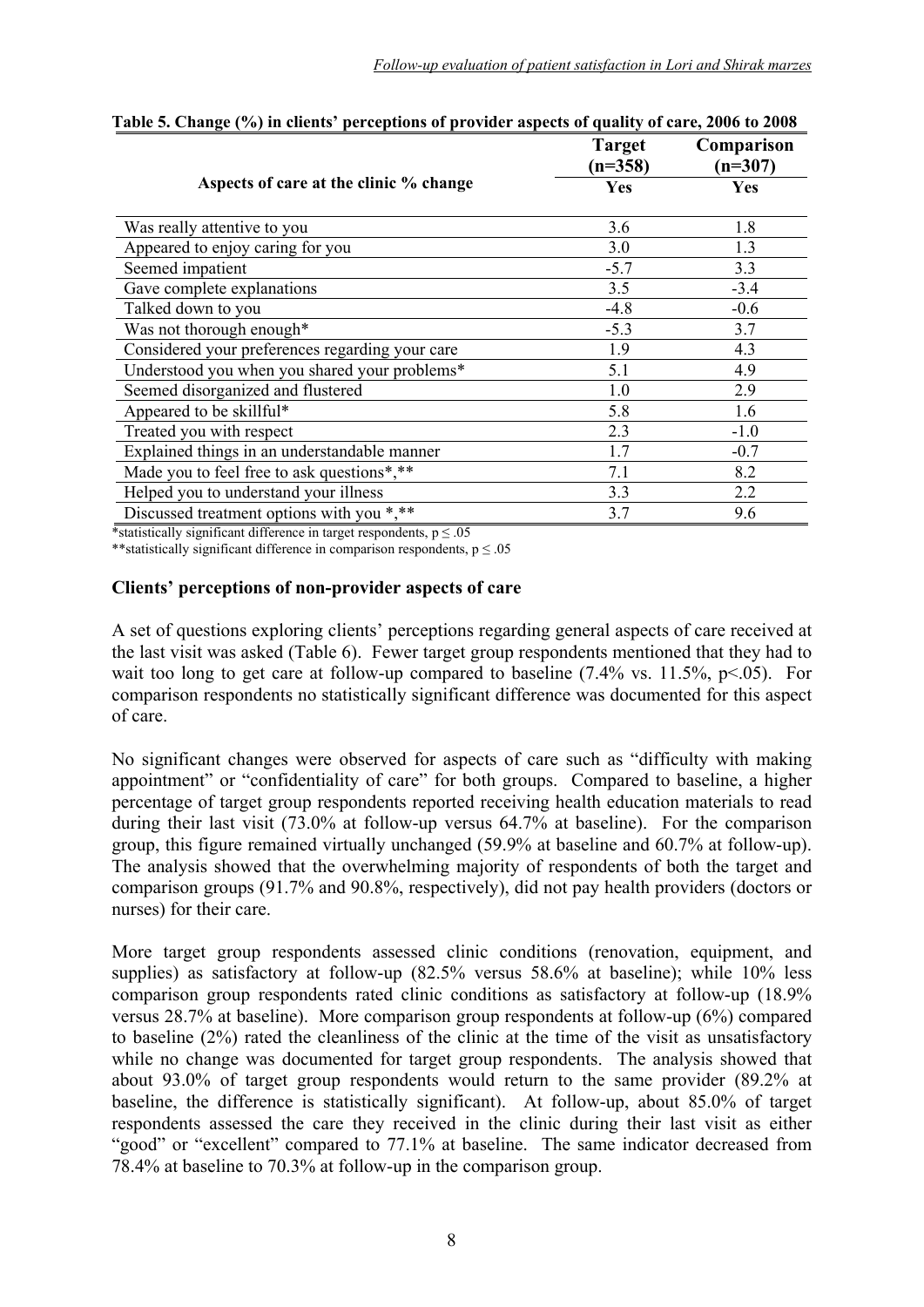**Table 5. Change (%) in clients' perceptions of provider aspects of quality of care, 2006 to 2008**

| Aspects of care at the clinic % change | Target (n=358) Yes | Comparison (n=307) Yes |
|---|---|---|
| Was really attentive to you | 3.6 | 1.8 |
| Appeared to enjoy caring for you | 3.0 | 1.3 |
| Seemed impatient | -5.7 | 3.3 |
| Gave complete explanations | 3.5 | -3.4 |
| Talked down to you | -4.8 | -0.6 |
| Was not thorough enough* | -5.3 | 3.7 |
| Considered your preferences regarding your care | 1.9 | 4.3 |
| Understood you when you shared your problems* | 5.1 | 4.9 |
| Seemed disorganized and flustered | 1.0 | 2.9 |
| Appeared to be skillful* | 5.8 | 1.6 |
| Treated you with respect | 2.3 | -1.0 |
| Explained things in an understandable manner | 1.7 | -0.7 |
| Made you to feel free to ask questions*,** | 7.1 | 8.2 |
| Helped you to understand your illness | 3.3 | 2.2 |
| Discussed treatment options with you *,** | 3.7 | 9.6 |

*statistically significant difference in target respondents, $p \leq .05$

**statistically significant difference in comparison respondents, $p \leq .05$

### Clients' perceptions of non-provider aspects of care

A set of questions exploring clients' perceptions regarding general aspects of care received at the last visit was asked (Table 6). Fewer target group respondents mentioned that they had to wait too long to get care at follow-up compared to baseline (7.4% vs. 11.5%, $p<.05$). For comparison respondents no statistically significant difference was documented for this aspect of care.

No significant changes were observed for aspects of care such as "difficulty with making appointment" or "confidentiality of care" for both groups. Compared to baseline, a higher percentage of target group respondents reported receiving health education materials to read during their last visit (73.0% at follow-up versus 64.7% at baseline). For the comparison group, this figure remained virtually unchanged (59.9% at baseline and 60.7% at follow-up). The analysis showed that the overwhelming majority of respondents of both the target and comparison groups (91.7% and 90.8%, respectively), did not pay health providers (doctors or nurses) for their care.

More target group respondents assessed clinic conditions (renovation, equipment, and supplies) as satisfactory at follow-up (82.5% versus 58.6% at baseline); while 10% less comparison group respondents rated clinic conditions as satisfactory at follow-up (18.9% versus 28.7% at baseline). More comparison group respondents at follow-up (6%) compared to baseline (2%) rated the cleanliness of the clinic at the time of the visit as unsatisfactory while no change was documented for target group respondents. The analysis showed that about 93.0% of target group respondents would return to the same provider (89.2% at baseline, the difference is statistically significant). At follow-up, about 85.0% of target respondents assessed the care they received in the clinic during their last visit as either "good" or "excellent" compared to 77.1% at baseline. The same indicator decreased from 78.4% at baseline to 70.3% at follow-up in the comparison group.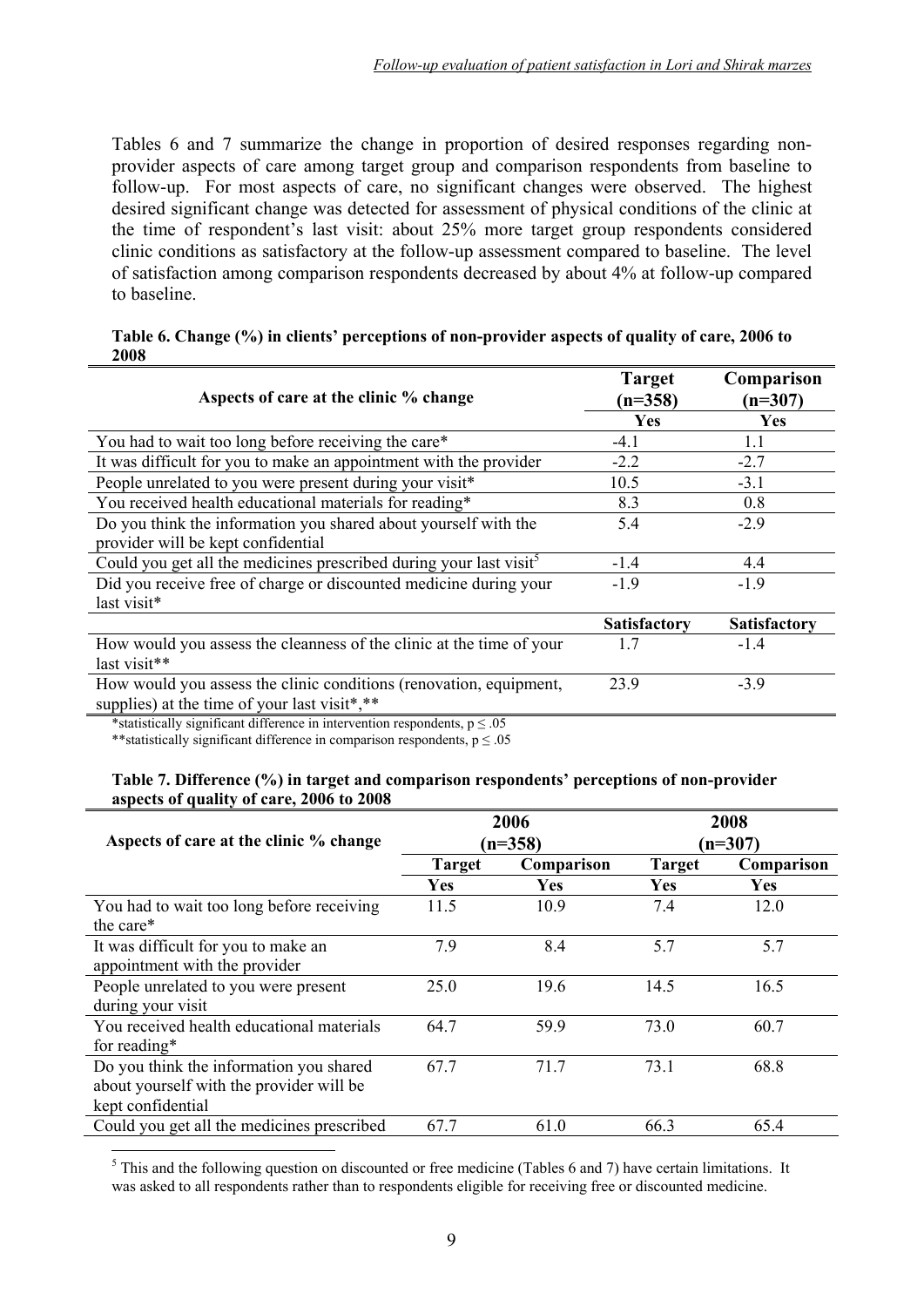Tables 6 and 7 summarize the change in proportion of desired responses regarding non-provider aspects of care among target group and comparison respondents from baseline to follow-up. For most aspects of care, no significant changes were observed. The highest desired significant change was detected for assessment of physical conditions of the clinic at the time of respondent's last visit: about 25% more target group respondents considered clinic conditions as satisfactory at the follow-up assessment compared to baseline. The level of satisfaction among comparison respondents decreased by about 4% at follow-up compared to baseline.

**Table 6. Change (%) in clients' perceptions of non-provider aspects of quality of care, 2006 to 2008**

| Aspects of care at the clinic % change | Target (n=358) | Comparison (n=307) |
|---|---|---|
| | Yes | Yes |
| You had to wait too long before receiving the care* | -4.1 | 1.1 |
| It was difficult for you to make an appointment with the provider | -2.2 | -2.7 |
| People unrelated to you were present during your visit* | 10.5 | -3.1 |
| You received health educational materials for reading* | 8.3 | 0.8 |
| Do you think the information you shared about yourself with the provider will be kept confidential | 5.4 | -2.9 |
| Could you get all the medicines prescribed during your last visit[5] | -1.4 | 4.4 |
| Did you receive free of charge or discounted medicine during your last visit* | -1.9 | -1.9 |
| | Satisfactory | Satisfactory |
| How would you assess the cleanness of the clinic at the time of your last visit** | 1.7 | -1.4 |
| How would you assess the clinic conditions (renovation, equipment, supplies) at the time of your last visit*,** | 23.9 | -3.9 |

*statistically significant difference in intervention respondents, $p \leq .05$

**statistically significant difference in comparison respondents, $p \leq .05$

**Table 7. Difference (%) in target and comparison respondents' perceptions of non-provider aspects of quality of care, 2006 to 2008**

| Aspects of care at the clinic % change | 2006 (n=358) | | 2008 (n=307) | |
|---|---|---|---|---|
| | Target | Comparison | Target | Comparison |
| | Yes | Yes | Yes | Yes |
| You had to wait too long before receiving the care* | 11.5 | 10.9 | 7.4 | 12.0 |
| It was difficult for you to make an appointment with the provider | 7.9 | 8.4 | 5.7 | 5.7 |
| People unrelated to you were present during your visit | 25.0 | 19.6 | 14.5 | 16.5 |
| You received health educational materials for reading* | 64.7 | 59.9 | 73.0 | 60.7 |
| Do you think the information you shared about yourself with the provider will be kept confidential | 67.7 | 71.7 | 73.1 | 68.8 |
| Could you get all the medicines prescribed | 67.7 | 61.0 | 66.3 | 65.4 |

[5] This and the following question on discounted or free medicine (Tables 6 and 7) have certain limitations. It was asked to all respondents rather than to respondents eligible for receiving free or discounted medicine.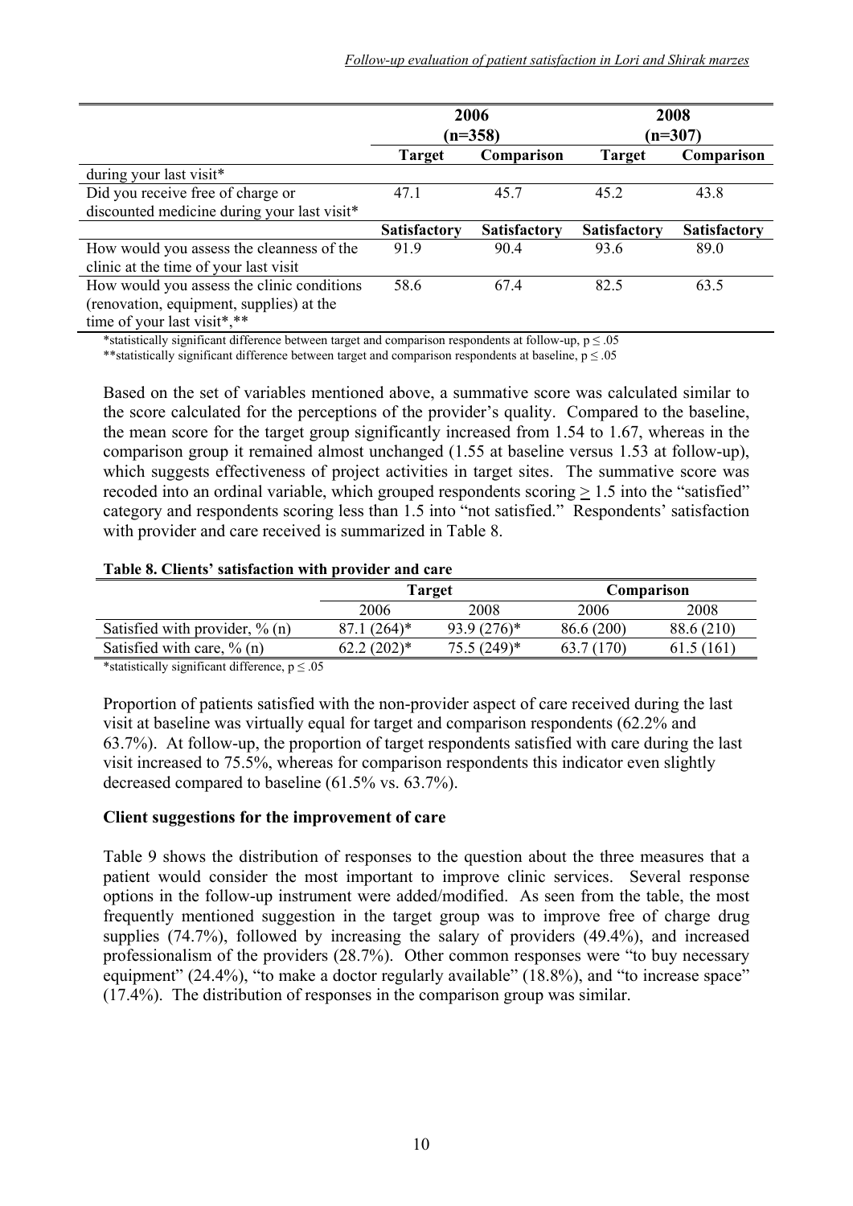|  | 2006 (n=358) |  | 2008 (n=307) |  |
|---|---|---|---|---|
|  | **Target** | **Comparison** | **Target** | **Comparison** |
| during your last visit* |  |  |  |  |
| Did you receive free of charge or discounted medicine during your last visit* | 47.1 | 45.7 | 45.2 | 43.8 |
|  | **Satisfactory** | **Satisfactory** | **Satisfactory** | **Satisfactory** |
| How would you assess the cleanness of the clinic at the time of your last visit | 91.9 | 90.4 | 93.6 | 89.0 |
| How would you assess the clinic conditions (renovation, equipment, supplies) at the time of your last visit*,** | 58.6 | 67.4 | 82.5 | 63.5 |

*statistically significant difference between target and comparison respondents at follow-up, $p \leq .05$

**statistically significant difference between target and comparison respondents at baseline, $p \leq .05$

Based on the set of variables mentioned above, a summative score was calculated similar to the score calculated for the perceptions of the provider's quality. Compared to the baseline, the mean score for the target group significantly increased from 1.54 to 1.67, whereas in the comparison group it remained almost unchanged (1.55 at baseline versus 1.53 at follow-up), which suggests effectiveness of project activities in target sites. The summative score was recoded into an ordinal variable, which grouped respondents scoring $\geq 1.5$ into the "satisfied" category and respondents scoring less than 1.5 into "not satisfied." Respondents' satisfaction with provider and care received is summarized in Table 8.

**Table 8. Clients' satisfaction with provider and care**

|  | Target |  | Comparison |  |
|---|---|---|---|---|
|  | 2006 | 2008 | 2006 | 2008 |
| Satisfied with provider, % (n) | 87.1 (264)* | 93.9 (276)* | 86.6 (200) | 88.6 (210) |
| Satisfied with care, % (n) | 62.2 (202)* | 75.5 (249)* | 63.7 (170) | 61.5 (161) |

*statistically significant difference, $p \leq .05$

Proportion of patients satisfied with the non-provider aspect of care received during the last visit at baseline was virtually equal for target and comparison respondents (62.2% and 63.7%). At follow-up, the proportion of target respondents satisfied with care during the last visit increased to 75.5%, whereas for comparison respondents this indicator even slightly decreased compared to baseline (61.5% vs. 63.7%).

### Client suggestions for the improvement of care

Table 9 shows the distribution of responses to the question about the three measures that a patient would consider the most important to improve clinic services. Several response options in the follow-up instrument were added/modified. As seen from the table, the most frequently mentioned suggestion in the target group was to improve free of charge drug supplies (74.7%), followed by increasing the salary of providers (49.4%), and increased professionalism of the providers (28.7%). Other common responses were "to buy necessary equipment" (24.4%), "to make a doctor regularly available" (18.8%), and "to increase space" (17.4%). The distribution of responses in the comparison group was similar.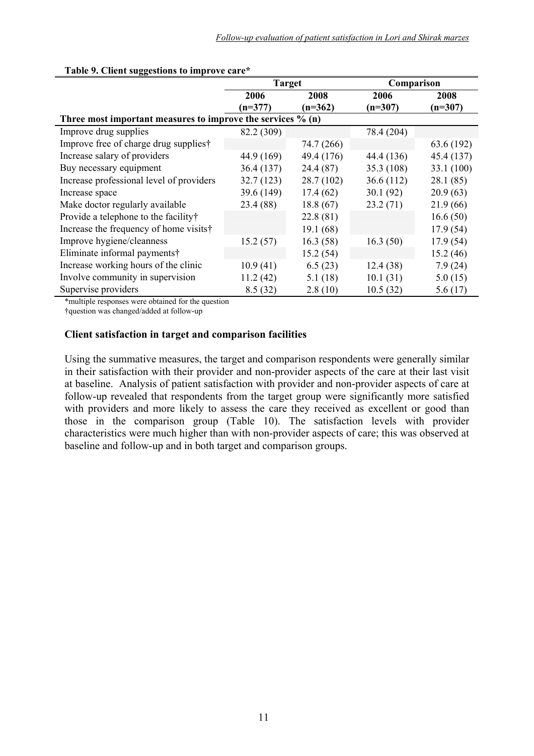**Table 9. Client suggestions to improve care***

| | Target | | Comparison | |
|---|---|---|---|---|
| | 2006 (n=377) | 2008 (n=362) | 2006 (n=307) | 2008 (n=307) |
| **Three most important measures to improve the services % (n)** | | | | |
| Improve drug supplies | 82.2 (309) | | 78.4 (204) | |
| Improve free of charge drug supplies† | | 74.7 (266) | | 63.6 (192) |
| Increase salary of providers | 44.9 (169) | 49.4 (176) | 44.4 (136) | 45.4 (137) |
| Buy necessary equipment | 36.4 (137) | 24.4 (87) | 35.3 (108) | 33.1 (100) |
| Increase professional level of providers | 32.7 (123) | 28.7 (102) | 36.6 (112) | 28.1 (85) |
| Increase space | 39.6 (149) | 17.4 (62) | 30.1 (92) | 20.9 (63) |
| Make doctor regularly available | 23.4 (88) | 18.8 (67) | 23.2 (71) | 21.9 (66) |
| Provide a telephone to the facility† | | 22.8 (81) | | 16.6 (50) |
| Increase the frequency of home visits† | | 19.1 (68) | | 17.9 (54) |
| Improve hygiene/cleanness | 15.2 (57) | 16.3 (58) | 16.3 (50) | 17.9 (54) |
| Eliminate informal payments† | | 15.2 (54) | | 15.2 (46) |
| Increase working hours of the clinic | 10.9 (41) | 6.5 (23) | 12.4 (38) | 7.9 (24) |
| Involve community in supervision | 11.2 (42) | 5.1 (18) | 10.1 (31) | 5.0 (15) |
| Supervise providers | 8.5 (32) | 2.8 (10) | 10.5 (32) | 5.6 (17) |

*multiple responses were obtained for the question
†question was changed/added at follow-up

### Client satisfaction in target and comparison facilities

Using the summative measures, the target and comparison respondents were generally similar in their satisfaction with their provider and non-provider aspects of the care at their last visit at baseline. Analysis of patient satisfaction with provider and non-provider aspects of care at follow-up revealed that respondents from the target group were significantly more satisfied with providers and more likely to assess the care they received as excellent or good than those in the comparison group (Table 10). The satisfaction levels with provider characteristics were much higher than with non-provider aspects of care; this was observed at baseline and follow-up and in both target and comparison groups.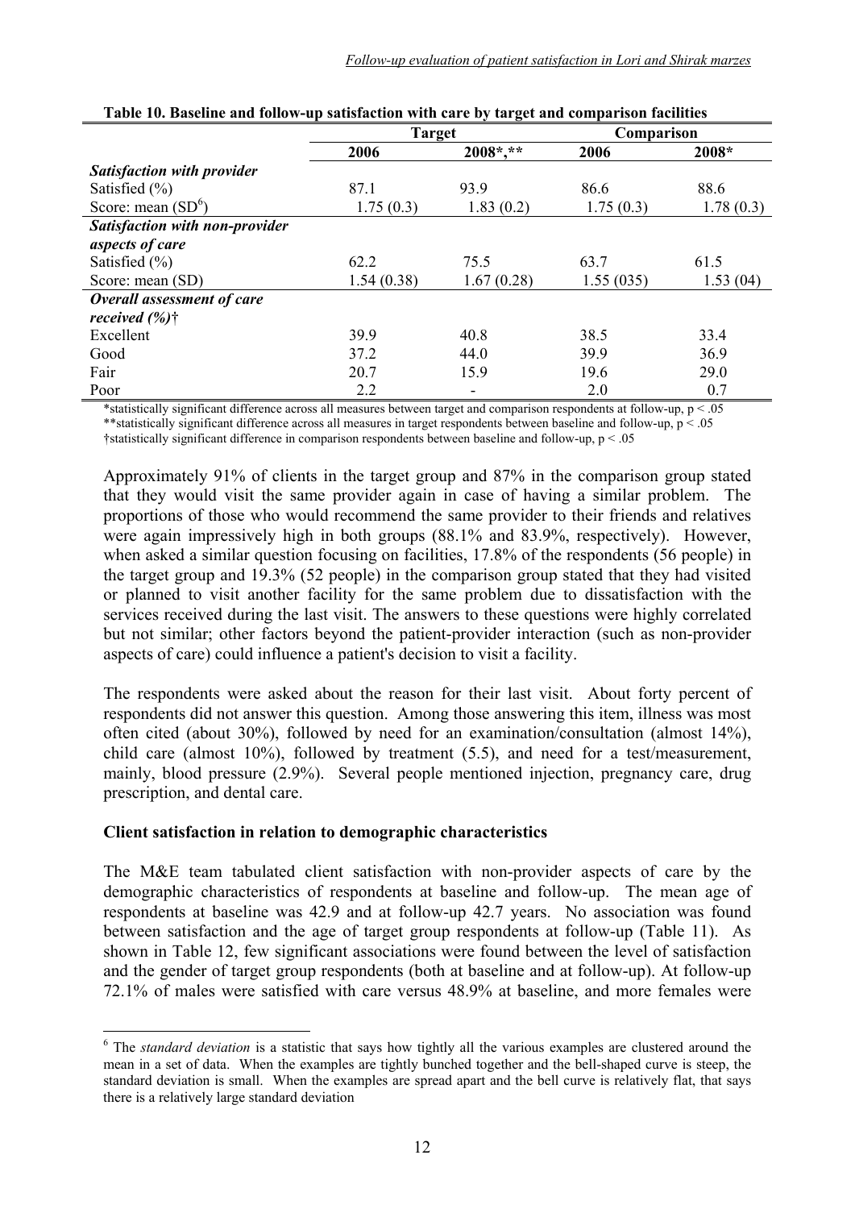**Table 10. Baseline and follow-up satisfaction with care by target and comparison facilities**

| | Target | | Comparison | |
|---|---|---|---|---|
| | 2006 | 2008*,** | 2006 | 2008* |
| ***Satisfaction with provider*** | | | | |
| Satisfied (%) | 87.1 | 93.9 | 86.6 | 88.6 |
| Score: mean (SD[6]) | 1.75 (0.3) | 1.83 (0.2) | 1.75 (0.3) | 1.78 (0.3) |
| ***Satisfaction with non-provider aspects of care*** | | | | |
| Satisfied (%) | 62.2 | 75.5 | 63.7 | 61.5 |
| Score: mean (SD) | 1.54 (0.38) | 1.67 (0.28) | 1.55 (035) | 1.53 (04) |
| ***Overall assessment of care received (%)*** † | | | | |
| Excellent | 39.9 | 40.8 | 38.5 | 33.4 |
| Good | 37.2 | 44.0 | 39.9 | 36.9 |
| Fair | 20.7 | 15.9 | 19.6 | 29.0 |
| Poor | 2.2 | - | 2.0 | 0.7 |

*statistically significant difference across all measures between target and comparison respondents at follow-up, $p < .05$
**statistically significant difference across all measures in target respondents between baseline and follow-up, $p < .05$
†statistically significant difference in comparison respondents between baseline and follow-up, $p < .05$

Approximately 91% of clients in the target group and 87% in the comparison group stated that they would visit the same provider again in case of having a similar problem. The proportions of those who would recommend the same provider to their friends and relatives were again impressively high in both groups (88.1% and 83.9%, respectively). However, when asked a similar question focusing on facilities, 17.8% of the respondents (56 people) in the target group and 19.3% (52 people) in the comparison group stated that they had visited or planned to visit another facility for the same problem due to dissatisfaction with the services received during the last visit. The answers to these questions were highly correlated but not similar; other factors beyond the patient-provider interaction (such as non-provider aspects of care) could influence a patient's decision to visit a facility.

The respondents were asked about the reason for their last visit. About forty percent of respondents did not answer this question. Among those answering this item, illness was most often cited (about 30%), followed by need for an examination/consultation (almost 14%), child care (almost 10%), followed by treatment (5.5), and need for a test/measurement, mainly, blood pressure (2.9%). Several people mentioned injection, pregnancy care, drug prescription, and dental care.

**Client satisfaction in relation to demographic characteristics**

The M&E team tabulated client satisfaction with non-provider aspects of care by the demographic characteristics of respondents at baseline and follow-up. The mean age of respondents at baseline was 42.9 and at follow-up 42.7 years. No association was found between satisfaction and the age of target group respondents at follow-up (Table 11). As shown in Table 12, few significant associations were found between the level of satisfaction and the gender of target group respondents (both at baseline and at follow-up). At follow-up 72.1% of males were satisfied with care versus 48.9% at baseline, and more females were

[6] The *standard deviation* is a statistic that says how tightly all the various examples are clustered around the mean in a set of data. When the examples are tightly bunched together and the bell-shaped curve is steep, the standard deviation is small. When the examples are spread apart and the bell curve is relatively flat, that says there is a relatively large standard deviation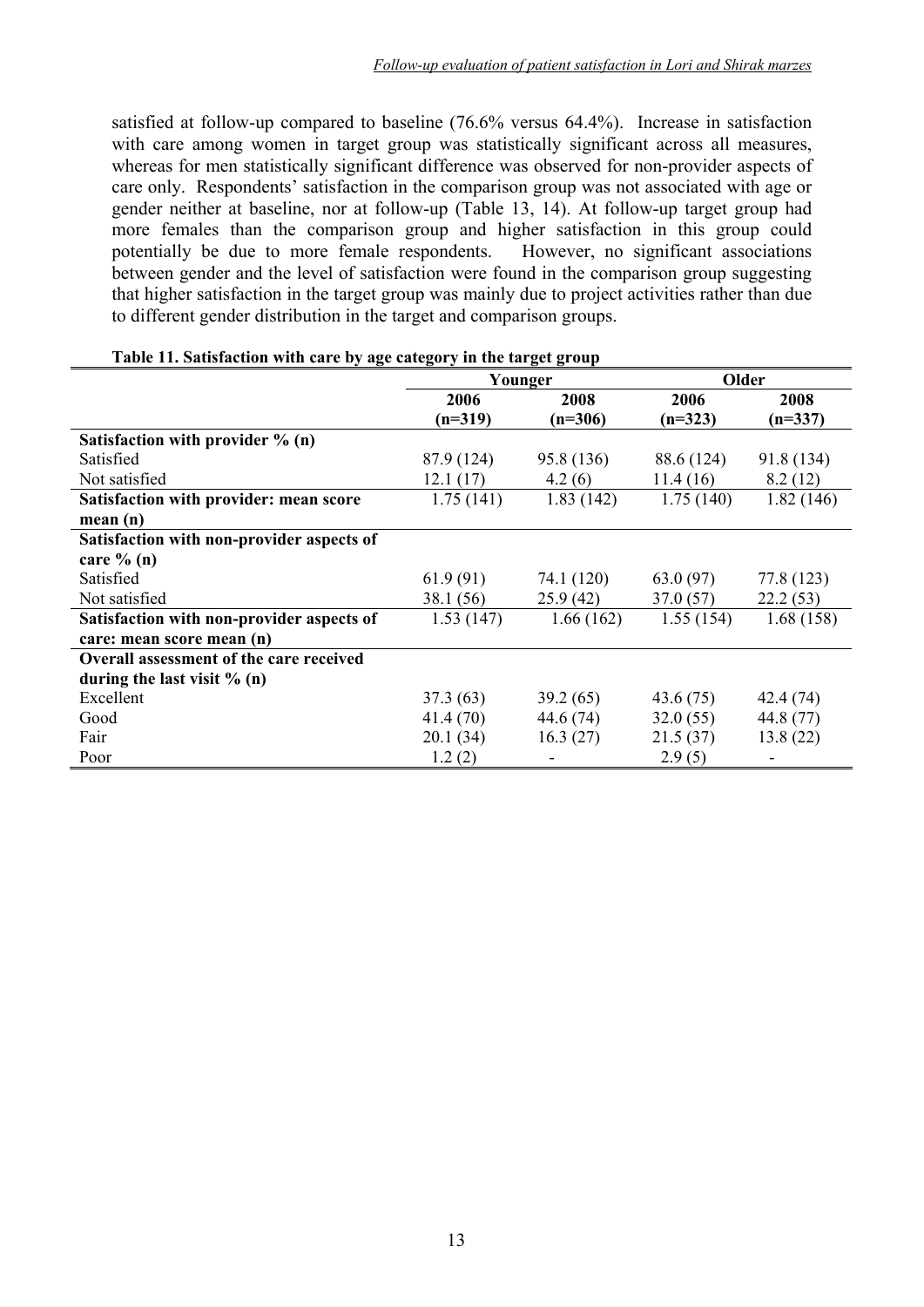satisfied at follow-up compared to baseline (76.6% versus 64.4%). Increase in satisfaction with care among women in target group was statistically significant across all measures, whereas for men statistically significant difference was observed for non-provider aspects of care only. Respondents' satisfaction in the comparison group was not associated with age or gender neither at baseline, nor at follow-up (Table 13, 14). At follow-up target group had more females than the comparison group and higher satisfaction in this group could potentially be due to more female respondents. However, no significant associations between gender and the level of satisfaction were found in the comparison group suggesting that higher satisfaction in the target group was mainly due to project activities rather than due to different gender distribution in the target and comparison groups.

**Table 11. Satisfaction with care by age category in the target group**

| | Younger | | Older | |
|---|---|---|---|---|
| | **2006 (n=319)** | **2008 (n=306)** | **2006 (n=323)** | **2008 (n=337)** |
| **Satisfaction with provider % (n)** | | | | |
| Satisfied | 87.9 (124) | 95.8 (136) | 88.6 (124) | 91.8 (134) |
| Not satisfied | 12.1 (17) | 4.2 (6) | 11.4 (16) | 8.2 (12) |
| **Satisfaction with provider: mean score mean (n)** | 1.75 (141) | 1.83 (142) | 1.75 (140) | 1.82 (146) |
| **Satisfaction with non-provider aspects of care % (n)** | | | | |
| Satisfied | 61.9 (91) | 74.1 (120) | 63.0 (97) | 77.8 (123) |
| Not satisfied | 38.1 (56) | 25.9 (42) | 37.0 (57) | 22.2 (53) |
| **Satisfaction with non-provider aspects of care: mean score mean (n)** | 1.53 (147) | 1.66 (162) | 1.55 (154) | 1.68 (158) |
| **Overall assessment of the care received during the last visit % (n)** | | | | |
| Excellent | 37.3 (63) | 39.2 (65) | 43.6 (75) | 42.4 (74) |
| Good | 41.4 (70) | 44.6 (74) | 32.0 (55) | 44.8 (77) |
| Fair | 20.1 (34) | 16.3 (27) | 21.5 (37) | 13.8 (22) |
| Poor | 1.2 (2) | - | 2.9 (5) | - |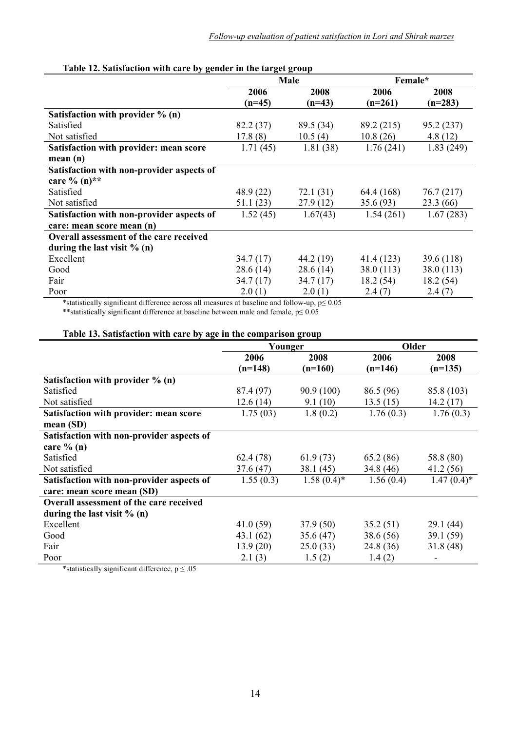**Table 12. Satisfaction with care by gender in the target group**

| | Male | | Female* | |
|---|---|---|---|---|
| | 2006 (n=45) | 2008 (n=43) | 2006 (n=261) | 2008 (n=283) |
| **Satisfaction with provider % (n)** | | | | |
| Satisfied | 82.2 (37) | 89.5 (34) | 89.2 (215) | 95.2 (237) |
| Not satisfied | 17.8 (8) | 10.5 (4) | 10.8 (26) | 4.8 (12) |
| **Satisfaction with provider: mean score mean (n)** | 1.71 (45) | 1.81 (38) | 1.76 (241) | 1.83 (249) |
| **Satisfaction with non-provider aspects of care % (n)**** | | | | |
| Satisfied | 48.9 (22) | 72.1 (31) | 64.4 (168) | 76.7 (217) |
| Not satisfied | 51.1 (23) | 27.9 (12) | 35.6 (93) | 23.3 (66) |
| **Satisfaction with non-provider aspects of care: mean score mean (n)** | 1.52 (45) | 1.67(43) | 1.54 (261) | 1.67 (283) |
| **Overall assessment of the care received during the last visit % (n)** | | | | |
| Excellent | 34.7 (17) | 44.2 (19) | 41.4 (123) | 39.6 (118) |
| Good | 28.6 (14) | 28.6 (14) | 38.0 (113) | 38.0 (113) |
| Fair | 34.7 (17) | 34.7 (17) | 18.2 (54) | 18.2 (54) |
| Poor | 2.0 (1) | 2.0 (1) | 2.4 (7) | 2.4 (7) |

*statistically significant difference across all measures at baseline and follow-up, $p \leq 0.05$

**statistically significant difference at baseline between male and female, $p \leq 0.05$

**Table 13. Satisfaction with care by age in the comparison group**

| | Younger | | Older | |
|---|---|---|---|---|
| | 2006 (n=148) | 2008 (n=160) | 2006 (n=146) | 2008 (n=135) |
| **Satisfaction with provider % (n)** | | | | |
| Satisfied | 87.4 (97) | 90.9 (100) | 86.5 (96) | 85.8 (103) |
| Not satisfied | 12.6 (14) | 9.1 (10) | 13.5 (15) | 14.2 (17) |
| **Satisfaction with provider: mean score mean (SD)** | 1.75 (03) | 1.8 (0.2) | 1.76 (0.3) | 1.76 (0.3) |
| **Satisfaction with non-provider aspects of care % (n)** | | | | |
| Satisfied | 62.4 (78) | 61.9 (73) | 65.2 (86) | 58.8 (80) |
| Not satisfied | 37.6 (47) | 38.1 (45) | 34.8 (46) | 41.2 (56) |
| **Satisfaction with non-provider aspects of care: mean score mean (SD)** | 1.55 (0.3) | 1.58 (0.4)* | 1.56 (0.4) | 1.47 (0.4)* |
| **Overall assessment of the care received during the last visit % (n)** | | | | |
| Excellent | 41.0 (59) | 37.9 (50) | 35.2 (51) | 29.1 (44) |
| Good | 43.1 (62) | 35.6 (47) | 38.6 (56) | 39.1 (59) |
| Fair | 13.9 (20) | 25.0 (33) | 24.8 (36) | 31.8 (48) |
| Poor | 2.1 (3) | 1.5 (2) | 1.4 (2) | - |

*statistically significant difference, $p \leq .05$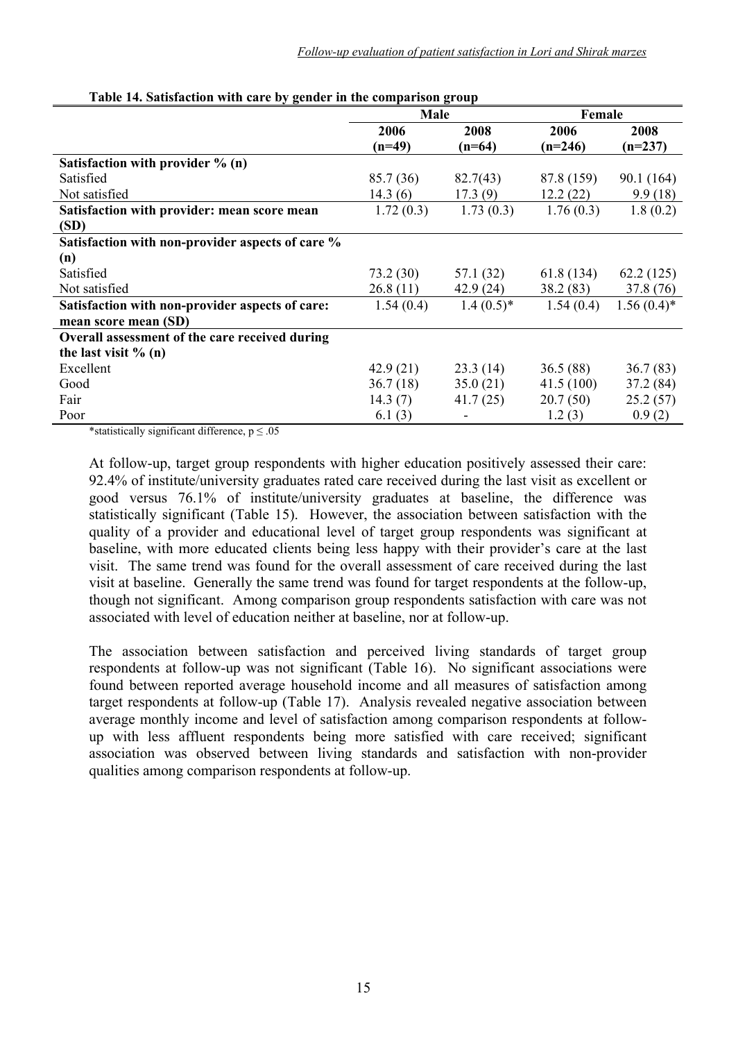**Table 14. Satisfaction with care by gender in the comparison group**

| | Male | | Female | |
|---|---|---|---|---|
| | 2006 (n=49) | 2008 (n=64) | 2006 (n=246) | 2008 (n=237) |
| **Satisfaction with provider % (n)** | | | | |
| Satisfied | 85.7 (36) | 82.7(43) | 87.8 (159) | 90.1 (164) |
| Not satisfied | 14.3 (6) | 17.3 (9) | 12.2 (22) | 9.9 (18) |
| **Satisfaction with provider: mean score mean (SD)** | 1.72 (0.3) | 1.73 (0.3) | 1.76 (0.3) | 1.8 (0.2) |
| **Satisfaction with non-provider aspects of care % (n)** | | | | |
| Satisfied | 73.2 (30) | 57.1 (32) | 61.8 (134) | 62.2 (125) |
| Not satisfied | 26.8 (11) | 42.9 (24) | 38.2 (83) | 37.8 (76) |
| **Satisfaction with non-provider aspects of care: mean score mean (SD)** | 1.54 (0.4) | 1.4 (0.5)* | 1.54 (0.4) | 1.56 (0.4)* |
| **Overall assessment of the care received during the last visit % (n)** | | | | |
| Excellent | 42.9 (21) | 23.3 (14) | 36.5 (88) | 36.7 (83) |
| Good | 36.7 (18) | 35.0 (21) | 41.5 (100) | 37.2 (84) |
| Fair | 14.3 (7) | 41.7 (25) | 20.7 (50) | 25.2 (57) |
| Poor | 6.1 (3) | - | 1.2 (3) | 0.9 (2) |

*statistically significant difference, $p \leq .05$

At follow-up, target group respondents with higher education positively assessed their care: 92.4% of institute/university graduates rated care received during the last visit as excellent or good versus 76.1% of institute/university graduates at baseline, the difference was statistically significant (Table 15). However, the association between satisfaction with the quality of a provider and educational level of target group respondents was significant at baseline, with more educated clients being less happy with their provider's care at the last visit. The same trend was found for the overall assessment of care received during the last visit at baseline. Generally the same trend was found for target respondents at the follow-up, though not significant. Among comparison group respondents satisfaction with care was not associated with level of education neither at baseline, nor at follow-up.

The association between satisfaction and perceived living standards of target group respondents at follow-up was not significant (Table 16). No significant associations were found between reported average household income and all measures of satisfaction among target respondents at follow-up (Table 17). Analysis revealed negative association between average monthly income and level of satisfaction among comparison respondents at follow-up with less affluent respondents being more satisfied with care received; significant association was observed between living standards and satisfaction with non-provider qualities among comparison respondents at follow-up.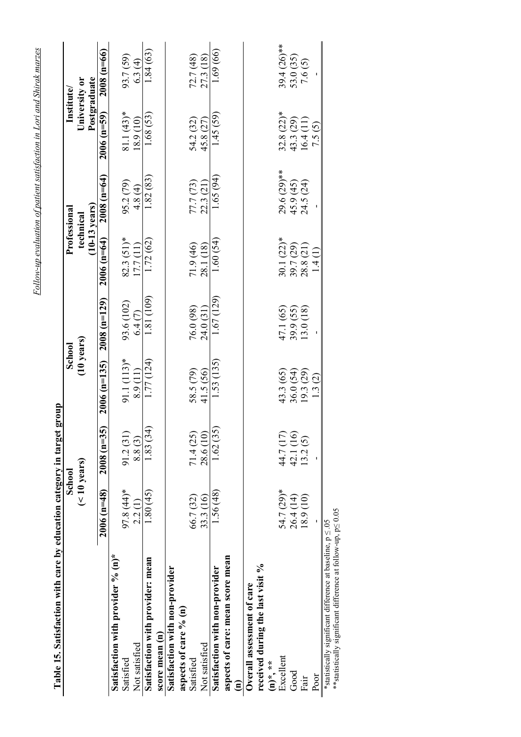**Table 15. Satisfaction with care by education category in target group**

| | School (< 10 years) | | School (10 years) | | Professional technical (10-13 years) | | Institute/ University or Postgraduate | |
|---|---|---|---|---|---|---|---|---|
| | 2006 (n=48) | 2008 (n=35) | 2006 (n=135) | 2008 (n=129) | 2006 (n=64) | 2008 (n=64) | 2006 (n=59) | 2008 (n=66) |
| **Satisfaction with provider % (n)*** | | | | | | | | |
| Satisfied | 97.8 (44)* | 91.2 (31) | 91.1 (113)* | 93.6 (102) | 82.3 (51)* | 95.2 (79) | 81.1 (43)* | 93.7 (59) |
| Not satisfied | 2.2 (1) | 8.8 (3) | 8.9 (11) | 6.4 (7) | 17.7 (11) | 4.8 (4) | 18.9 (10) | 6.3 (4) |
| **Satisfaction with provider: mean score mean (n)** | 1.80 (45) | 1.83 (34) | 1.77 (124) | 1.81 (109) | 1.72 (62) | 1.82 (83) | 1.68 (53) | 1.84 (63) |
| **Satisfaction with non-provider aspects of care % (n)** | | | | | | | | |
| Satisfied | 66.7 (32) | 71.4 (25) | 58.5 (79) | 76.0 (98) | 71.9 (46) | 77.7 (73) | 54.2 (32) | 72.7 (48) |
| Not satisfied | 33.3 (16) | 28.6 (10) | 41.5 (56) | 24.0 (31) | 28.1 (18) | 22.3 (21) | 45.8 (27) | 27.3 (18) |
| **Satisfaction with non-provider aspects of care: mean score mean (n)** | 1.56 (48) | 1.62 (35) | 1.53 (135) | 1.67 (129) | 1.60 (54) | 1.65 (94) | 1.45 (59) | 1.69 (66) |
| **Overall assessment of care received during the last visit % (n)*, **** | | | | | | | | |
| Excellent | 54.7 (29)* | 44.7 (17) | 43.3 (65) | 47.1 (65) | 30.1 (22)* | 29.6 (29)** | 32.8 (22)* | 39.4 (26)** |
| Good | 26.4 (14) | 42.1 (16) | 36.0 (54) | 39.9 (55) | 39.7 (29) | 45.9 (45) | 43.3 (29) | 53.0 (35) |
| Fair | 18.9 (10) | 13.2 (5) | 19.3 (29) | 13.0 (18) | 28.8 (21) | 24.5 (24) | 16.4 (11) | 7.6 (5) |
| Poor | - | - | 1.3 (2) | - | 1.4 (1) | - | 7.5 (5) | - |

*statistically significant difference at baseline, p ≤ .05
**statistically significant difference at follow-up, p≤ 0.05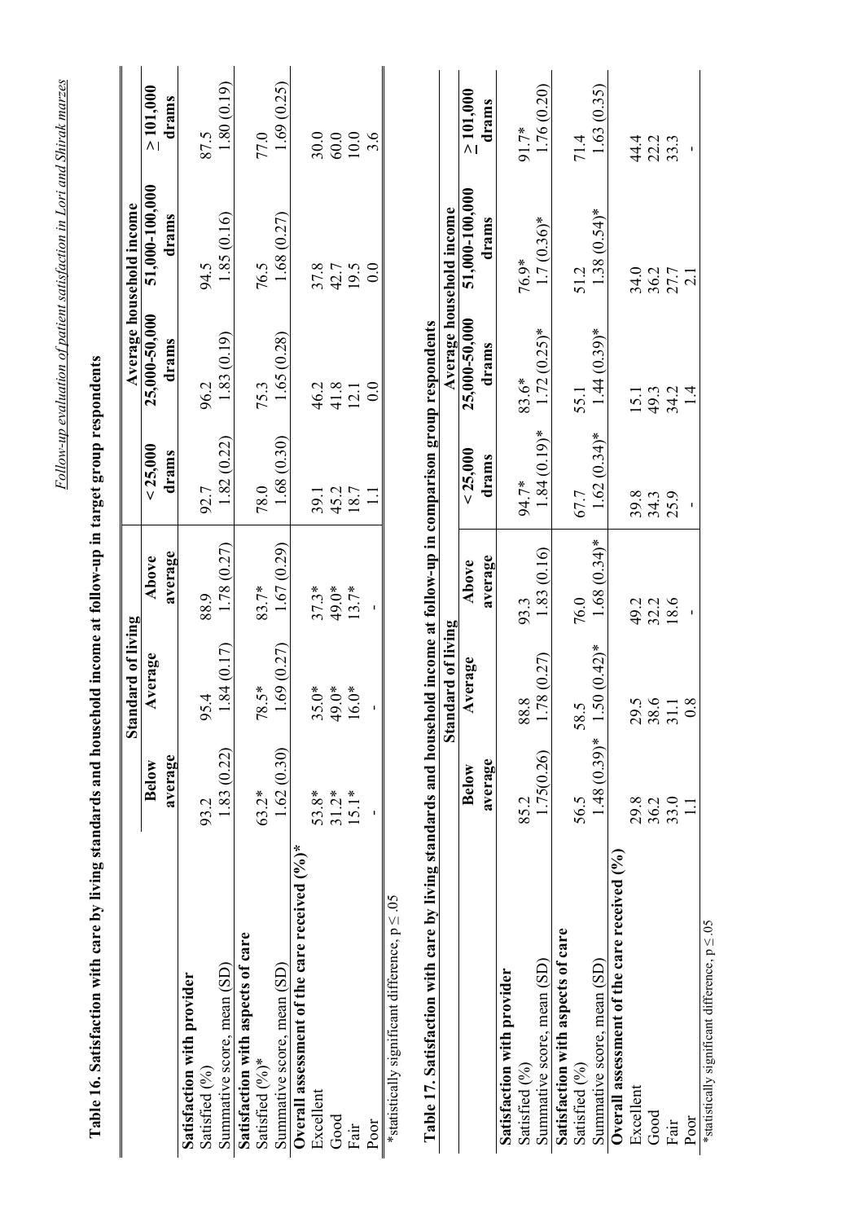**Table 16. Satisfaction with care by living standards and household income at follow-up in target group respondents**

| | Standard of living | | | Average household income | | | |
|---|---|---|---|---|---|---|---|
| | Below average | Average | Above average | < 25,000 drams | 25,000-50,000 drams | 51,000-100,000 drams | ≥ 101,000 drams |
| **Satisfaction with provider** | | | | | | | |
| Satisfied (%) | 93.2 | 95.4 | 88.9 | 92.7 | 96.2 | 94.5 | 87.5 |
| Summative score, mean (SD) | 1.83 (0.22) | 1.84 (0.17) | 1.78 (0.27) | 1.82 (0.22) | 1.83 (0.19) | 1.85 (0.16) | 1.80 (0.19) |
| **Satisfaction with aspects of care** | | | | | | | |
| Satisfied (%)* | 63.2* | 78.5* | 83.7* | 78.0 | 75.3 | 76.5 | 77.0 |
| Summative score, mean (SD) | 1.62 (0.30) | 1.69 (0.27) | 1.67 (0.29) | 1.68 (0.30) | 1.65 (0.28) | 1.68 (0.27) | 1.69 (0.25) |
| **Overall assessment of the care received (%)*** | | | | | | | |
| Excellent | 53.8* | 35.0* | 37.3* | 39.1 | 46.2 | 37.8 | 30.0 |
| Good | 31.2* | 49.0* | 49.0* | 45.2 | 41.8 | 42.7 | 60.0 |
| Fair | 15.1* | 16.0* | 13.7* | 18.7 | 12.1 | 19.5 | 10.0 |
| Poor | - | - | - | 1.1 | 0.0 | 0.0 | 3.6 |

*statistically significant difference, p ≤ .05

**Table 17. Satisfaction with care by living standards and household income at follow-up in comparison group respondents**

| | Standard of living | | | Average household income | | | |
|---|---|---|---|---|---|---|---|
| | Below average | Average | Above average | < 25,000 drams | 25,000-50,000 drams | 51,000-100,000 drams | ≥ 101,000 drams |
| **Satisfaction with provider** | | | | | | | |
| Satisfied (%) | 85.2 | 88.8 | 93.3 | 94.7* | 83.6* | 76.9* | 91.7* |
| Summative score, mean (SD) | 1.75(0.26) | 1.78 (0.27) | 1.83 (0.16) | 1.84 (0.19)* | 1.72 (0.25)* | 1.7 (0.36)* | 1.76 (0.20) |
| **Satisfaction with aspects of care** | | | | | | | |
| Satisfied (%) | 56.5 | 58.5 | 76.0 | 67.7 | 55.1 | 51.2 | 71.4 |
| Summative score, mean (SD) | 1.48 (0.39)* | 1.50 (0.42)* | 1.68 (0.34)* | 1.62 (0.34)* | 1.44 (0.39)* | 1.38 (0.54)* | 1.63 (0.35) |
| **Overall assessment of the care received (%)** | | | | | | | |
| Excellent | 29.8 | 29.5 | 49.2 | 39.8 | 15.1 | 34.0 | 44.4 |
| Good | 36.2 | 38.6 | 32.2 | 34.3 | 49.3 | 36.2 | 22.2 |
| Fair | 33.0 | 31.1 | 18.6 | 25.9 | 34.2 | 27.7 | 33.3 |
| Poor | 1.1 | 0.8 | - | - | 1.4 | 2.1 | - |

*statistically significant difference, p ≤ .05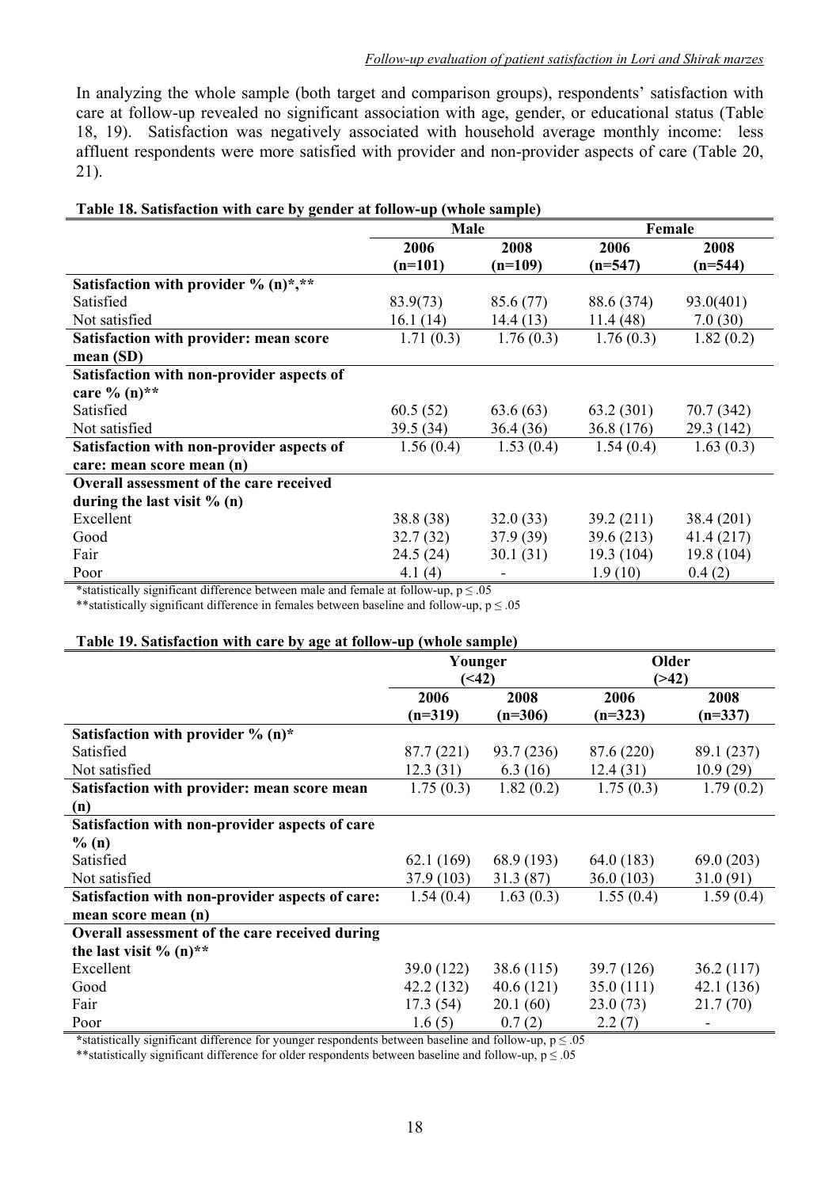In analyzing the whole sample (both target and comparison groups), respondents' satisfaction with care at follow-up revealed no significant association with age, gender, or educational status (Table 18, 19). Satisfaction was negatively associated with household average monthly income: less affluent respondents were more satisfied with provider and non-provider aspects of care (Table 20, 21).

**Table 18. Satisfaction with care by gender at follow-up (whole sample)**

| | Male | | Female | |
|---|---|---|---|---|
| | 2006 (n=101) | 2008 (n=109) | 2006 (n=547) | 2008 (n=544) |
| **Satisfaction with provider % (n)\*,\*\*** | | | | |
| Satisfied | 83.9(73) | 85.6 (77) | 88.6 (374) | 93.0(401) |
| Not satisfied | 16.1 (14) | 14.4 (13) | 11.4 (48) | 7.0 (30) |
| **Satisfaction with provider: mean score mean (SD)** | 1.71 (0.3) | 1.76 (0.3) | 1.76 (0.3) | 1.82 (0.2) |
| **Satisfaction with non-provider aspects of care % (n)\*\*** | | | | |
| Satisfied | 60.5 (52) | 63.6 (63) | 63.2 (301) | 70.7 (342) |
| Not satisfied | 39.5 (34) | 36.4 (36) | 36.8 (176) | 29.3 (142) |
| **Satisfaction with non-provider aspects of care: mean score mean (n)** | 1.56 (0.4) | 1.53 (0.4) | 1.54 (0.4) | 1.63 (0.3) |
| **Overall assessment of the care received during the last visit % (n)** | | | | |
| Excellent | 38.8 (38) | 32.0 (33) | 39.2 (211) | 38.4 (201) |
| Good | 32.7 (32) | 37.9 (39) | 39.6 (213) | 41.4 (217) |
| Fair | 24.5 (24) | 30.1 (31) | 19.3 (104) | 19.8 (104) |
| Poor | 4.1 (4) | - | 1.9 (10) | 0.4 (2) |

\*statistically significant difference between male and female at follow-up, $p \leq .05$

\*\*statistically significant difference in females between baseline and follow-up, $p \leq .05$

**Table 19. Satisfaction with care by age at follow-up (whole sample)**

| | Younger (<42) | | Older (>42) | |
|---|---|---|---|---|
| | 2006 (n=319) | 2008 (n=306) | 2006 (n=323) | 2008 (n=337) |
| **Satisfaction with provider % (n)\*** | | | | |
| Satisfied | 87.7 (221) | 93.7 (236) | 87.6 (220) | 89.1 (237) |
| Not satisfied | 12.3 (31) | 6.3 (16) | 12.4 (31) | 10.9 (29) |
| **Satisfaction with provider: mean score mean (n)** | 1.75 (0.3) | 1.82 (0.2) | 1.75 (0.3) | 1.79 (0.2) |
| **Satisfaction with non-provider aspects of care % (n)** | | | | |
| Satisfied | 62.1 (169) | 68.9 (193) | 64.0 (183) | 69.0 (203) |
| Not satisfied | 37.9 (103) | 31.3 (87) | 36.0 (103) | 31.0 (91) |
| **Satisfaction with non-provider aspects of care: mean score mean (n)** | 1.54 (0.4) | 1.63 (0.3) | 1.55 (0.4) | 1.59 (0.4) |
| **Overall assessment of the care received during the last visit % (n)\*\*** | | | | |
| Excellent | 39.0 (122) | 38.6 (115) | 39.7 (126) | 36.2 (117) |
| Good | 42.2 (132) | 40.6 (121) | 35.0 (111) | 42.1 (136) |
| Fair | 17.3 (54) | 20.1 (60) | 23.0 (73) | 21.7 (70) |
| Poor | 1.6 (5) | 0.7 (2) | 2.2 (7) | - |

\*statistically significant difference for younger respondents between baseline and follow-up, $p \leq .05$

\*\*statistically significant difference for older respondents between baseline and follow-up, $p \leq .05$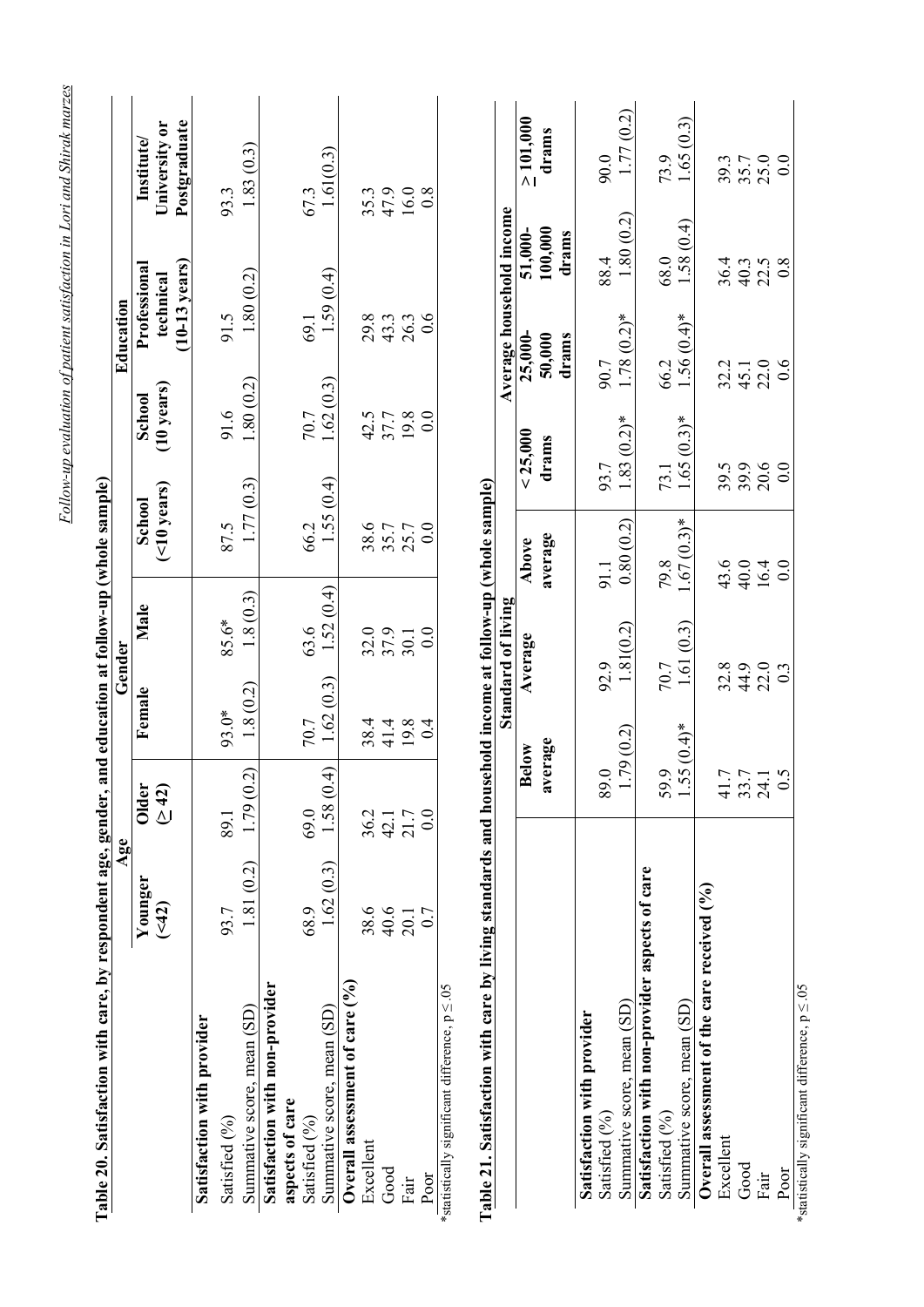**Table 20. Satisfaction with care, by respondent age, gender, and education at follow-up (whole sample)**

| | Age | | Gender | | Education | | | |
|---|---|---|---|---|---|---|---|---|
| | Younger (<42) | Older (≥ 42) | Female | Male | School (<10 years) | School (10 years) | Professional technical (10-13 years) | Institute/ University or Postgraduate |
| **Satisfaction with provider** | | | | | | | | |
| Satisfied (%) | 93.7 | 89.1 | 93.0* | 85.6* | 87.5 | 91.6 | 91.5 | 93.3 |
| Summative score, mean (SD) | 1.81 (0.2) | 1.79 (0.2) | 1.8 (0.2) | 1.8 (0.3) | 1.77 (0.3) | 1.80 (0.2) | 1.80 (0.2) | 1.83 (0.3) |
| **Satisfaction with non-provider aspects of care** | | | | | | | | |
| Satisfied (%) | 68.9 | 69.0 | 70.7 | 63.6 | 66.2 | 70.7 | 69.1 | 67.3 |
| Summative score, mean (SD) | 1.62 (0.3) | 1.58 (0.4) | 1.62 (0.3) | 1.52 (0.4) | 1.55 (0.4) | 1.62 (0.3) | 1.59 (0.4) | 1.61(0.3) |
| **Overall assessment of care (%)** | | | | | | | | |
| Excellent | 38.6 | 36.2 | 38.4 | 32.0 | 38.6 | 42.5 | 29.8 | 35.3 |
| Good | 40.6 | 42.1 | 41.4 | 37.9 | 35.7 | 37.7 | 43.3 | 47.9 |
| Fair | 20.1 | 21.7 | 19.8 | 30.1 | 25.7 | 19.8 | 26.3 | 16.0 |
| Poor | 0.7 | 0.0 | 0.4 | 0.0 | 0.0 | 0.0 | 0.6 | 0.8 |

*statistically significant difference, $p \leq .05$

**Table 21. Satisfaction with care by living standards and household income at follow-up (whole sample)**

| | Standard of living | | | Average household income | | | |
|---|---|---|---|---|---|---|---|
| | Below average | Average | Above average | < 25,000 drams | 25,000-50,000 drams | 51,000-100,000 drams | ≥ 101,000 drams |
| **Satisfaction with provider** | | | | | | | |
| Satisfied (%) | 89.0 | 92.9 | 91.1 | 93.7 | 90.7 | 88.4 | 90.0 |
| Summative score, mean (SD) | 1.79 (0.2) | 1.81(0.2) | 0.80 (0.2) | 1.83 (0.2)* | 1.78 (0.2)* | 1.80 (0.2) | 1.77 (0.2) |
| **Satisfaction with non-provider aspects of care** | | | | | | | |
| Satisfied (%) | 59.9 | 70.7 | 79.8 | 73.1 | 66.2 | 68.0 | 73.9 |
| Summative score, mean (SD) | 1.55 (0.4)* | 1.61 (0.3) | 1.67 (0.3)* | 1.65 (0.3)* | 1.56 (0.4)* | 1.58 (0.4) | 1.65 (0.3) |
| **Overall assessment of the care received (%)** | | | | | | | |
| Excellent | 41.7 | 32.8 | 43.6 | 39.5 | 32.2 | 36.4 | 39.3 |
| Good | 33.7 | 44.9 | 40.0 | 39.9 | 45.1 | 40.3 | 35.7 |
| Fair | 24.1 | 22.0 | 16.4 | 20.6 | 22.0 | 22.5 | 25.0 |
| Poor | 0.5 | 0.3 | 0.0 | 0.0 | 0.6 | 0.8 | 0.0 |

*statistically significant difference, $p \leq .05$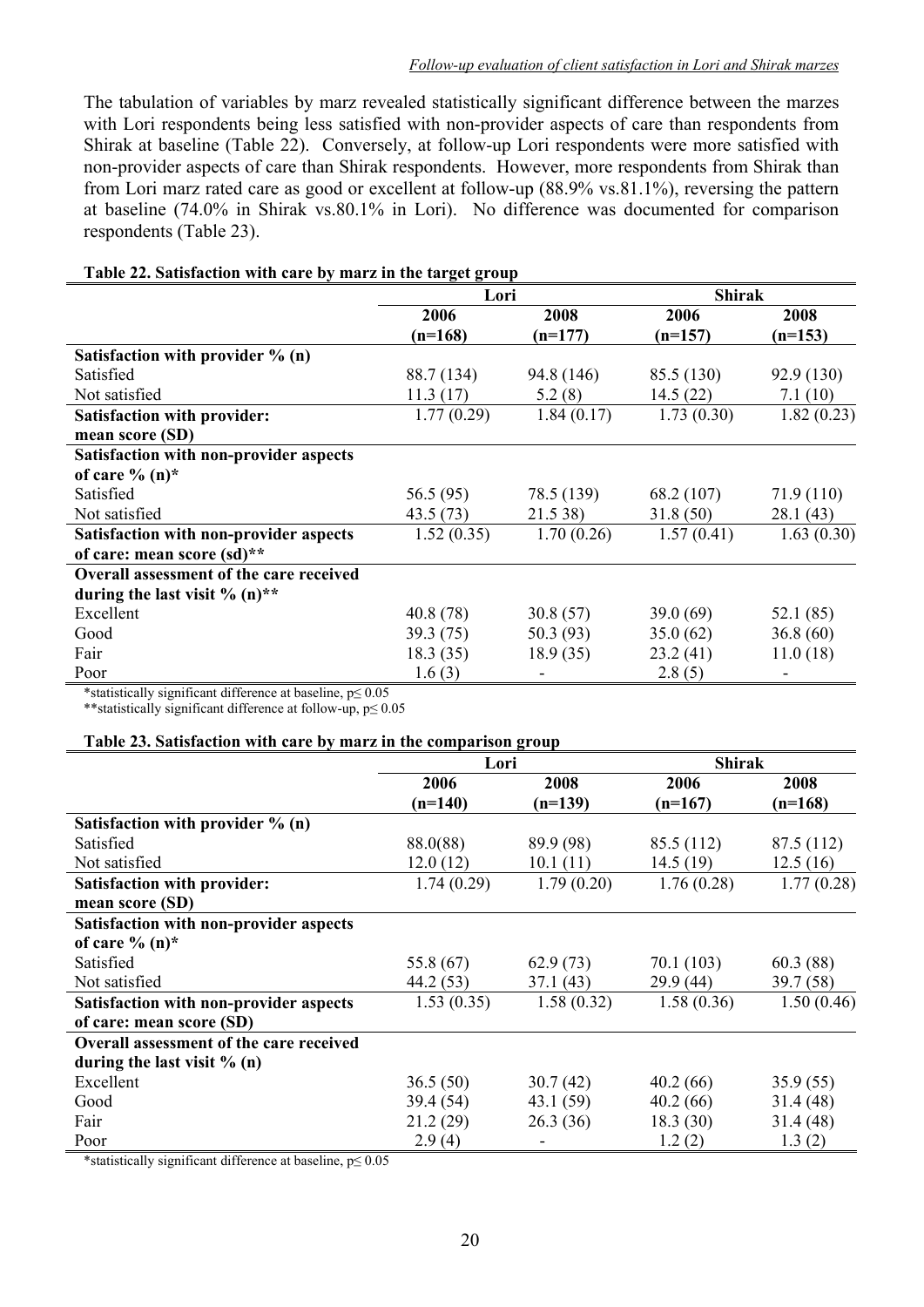The tabulation of variables by marz revealed statistically significant difference between the marzes with Lori respondents being less satisfied with non-provider aspects of care than respondents from Shirak at baseline (Table 22). Conversely, at follow-up Lori respondents were more satisfied with non-provider aspects of care than Shirak respondents. However, more respondents from Shirak than from Lori marz rated care as good or excellent at follow-up (88.9% vs.81.1%), reversing the pattern at baseline (74.0% in Shirak vs.80.1% in Lori). No difference was documented for comparison respondents (Table 23).

**Table 22. Satisfaction with care by marz in the target group**

| | Lori | | Shirak | |
|---|---|---|---|---|
| | **2006 (n=168)** | **2008 (n=177)** | **2006 (n=157)** | **2008 (n=153)** |
| **Satisfaction with provider % (n)** | | | | |
| Satisfied | 88.7 (134) | 94.8 (146) | 85.5 (130) | 92.9 (130) |
| Not satisfied | 11.3 (17) | 5.2 (8) | 14.5 (22) | 7.1 (10) |
| **Satisfaction with provider: mean score (SD)** | 1.77 (0.29) | 1.84 (0.17) | 1.73 (0.30) | 1.82 (0.23) |
| **Satisfaction with non-provider aspects of care % (n)*** | | | | |
| Satisfied | 56.5 (95) | 78.5 (139) | 68.2 (107) | 71.9 (110) |
| Not satisfied | 43.5 (73) | 21.5 38) | 31.8 (50) | 28.1 (43) |
| **Satisfaction with non-provider aspects of care: mean score (sd)**** | 1.52 (0.35) | 1.70 (0.26) | 1.57 (0.41) | 1.63 (0.30) |
| **Overall assessment of the care received during the last visit % (n)**** | | | | |
| Excellent | 40.8 (78) | 30.8 (57) | 39.0 (69) | 52.1 (85) |
| Good | 39.3 (75) | 50.3 (93) | 35.0 (62) | 36.8 (60) |
| Fair | 18.3 (35) | 18.9 (35) | 23.2 (41) | 11.0 (18) |
| Poor | 1.6 (3) | - | 2.8 (5) | - |

*statistically significant difference at baseline, $p \leq 0.05$
**statistically significant difference at follow-up, $p \leq 0.05$

**Table 23. Satisfaction with care by marz in the comparison group**

| | Lori | | Shirak | |
|---|---|---|---|---|
| | **2006 (n=140)** | **2008 (n=139)** | **2006 (n=167)** | **2008 (n=168)** |
| **Satisfaction with provider % (n)** | | | | |
| Satisfied | 88.0(88) | 89.9 (98) | 85.5 (112) | 87.5 (112) |
| Not satisfied | 12.0 (12) | 10.1 (11) | 14.5 (19) | 12.5 (16) |
| **Satisfaction with provider: mean score (SD)** | 1.74 (0.29) | 1.79 (0.20) | 1.76 (0.28) | 1.77 (0.28) |
| **Satisfaction with non-provider aspects of care % (n)*** | | | | |
| Satisfied | 55.8 (67) | 62.9 (73) | 70.1 (103) | 60.3 (88) |
| Not satisfied | 44.2 (53) | 37.1 (43) | 29.9 (44) | 39.7 (58) |
| **Satisfaction with non-provider aspects of care: mean score (SD)** | 1.53 (0.35) | 1.58 (0.32) | 1.58 (0.36) | 1.50 (0.46) |
| **Overall assessment of the care received during the last visit % (n)** | | | | |
| Excellent | 36.5 (50) | 30.7 (42) | 40.2 (66) | 35.9 (55) |
| Good | 39.4 (54) | 43.1 (59) | 40.2 (66) | 31.4 (48) |
| Fair | 21.2 (29) | 26.3 (36) | 18.3 (30) | 31.4 (48) |
| Poor | 2.9 (4) | - | 1.2 (2) | 1.3 (2) |

*statistically significant difference at baseline, $p \leq 0.05$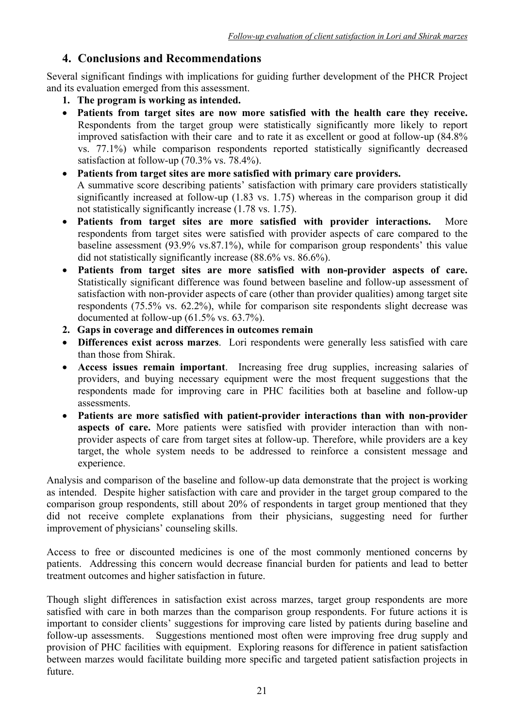## 4. Conclusions and Recommendations

Several significant findings with implications for guiding further development of the PHCR Project and its evaluation emerged from this assessment.

1. **The program is working as intended.**

- **Patients from target sites are now more satisfied with the health care they receive.** Respondents from the target group were statistically significantly more likely to report improved satisfaction with their care and to rate it as excellent or good at follow-up (84.8% vs. 77.1%) while comparison respondents reported statistically significantly decreased satisfaction at follow-up (70.3% vs. 78.4%).
- **Patients from target sites are more satisfied with primary care providers.** A summative score describing patients' satisfaction with primary care providers statistically significantly increased at follow-up (1.83 vs. 1.75) whereas in the comparison group it did not statistically significantly increase (1.78 vs. 1.75).
- **Patients from target sites are more satisfied with provider interactions.** More respondents from target sites were satisfied with provider aspects of care compared to the baseline assessment (93.9% vs.87.1%), while for comparison group respondents' this value did not statistically significantly increase (88.6% vs. 86.6%).
- **Patients from target sites are more satisfied with non-provider aspects of care.** Statistically significant difference was found between baseline and follow-up assessment of satisfaction with non-provider aspects of care (other than provider qualities) among target site respondents (75.5% vs. 62.2%), while for comparison site respondents slight decrease was documented at follow-up (61.5% vs. 63.7%).

2. **Gaps in coverage and differences in outcomes remain**

- **Differences exist across marzes**. Lori respondents were generally less satisfied with care than those from Shirak.
- **Access issues remain important**. Increasing free drug supplies, increasing salaries of providers, and buying necessary equipment were the most frequent suggestions that the respondents made for improving care in PHC facilities both at baseline and follow-up assessments.
- **Patients are more satisfied with patient-provider interactions than with non-provider aspects of care.** More patients were satisfied with provider interaction than with non-provider aspects of care from target sites at follow-up. Therefore, while providers are a key target, the whole system needs to be addressed to reinforce a consistent message and experience.

Analysis and comparison of the baseline and follow-up data demonstrate that the project is working as intended. Despite higher satisfaction with care and provider in the target group compared to the comparison group respondents, still about 20% of respondents in target group mentioned that they did not receive complete explanations from their physicians, suggesting need for further improvement of physicians' counseling skills.

Access to free or discounted medicines is one of the most commonly mentioned concerns by patients. Addressing this concern would decrease financial burden for patients and lead to better treatment outcomes and higher satisfaction in future.

Though slight differences in satisfaction exist across marzes, target group respondents are more satisfied with care in both marzes than the comparison group respondents. For future actions it is important to consider clients' suggestions for improving care listed by patients during baseline and follow-up assessments. Suggestions mentioned most often were improving free drug supply and provision of PHC facilities with equipment. Exploring reasons for difference in patient satisfaction between marzes would facilitate building more specific and targeted patient satisfaction projects in future.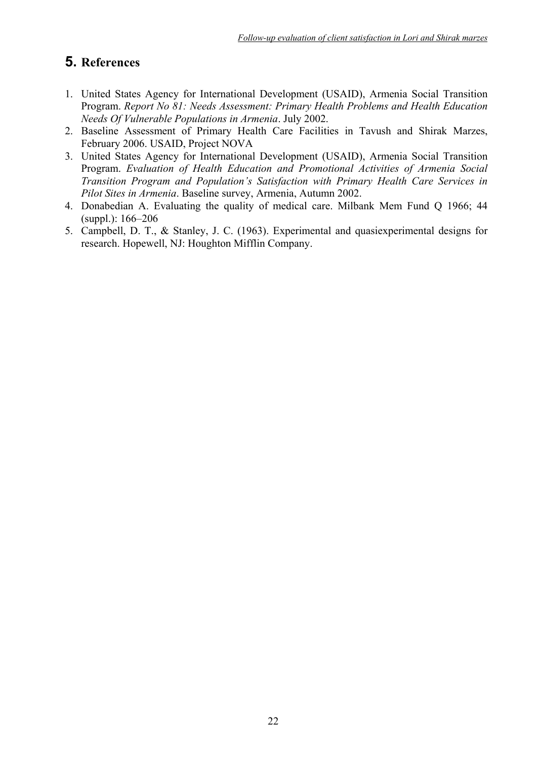# 5. References

1. United States Agency for International Development (USAID), Armenia Social Transition Program. *Report No 81: Needs Assessment: Primary Health Problems and Health Education Needs Of Vulnerable Populations in Armenia*. July 2002.
2. Baseline Assessment of Primary Health Care Facilities in Tavush and Shirak Marzes, February 2006. USAID, Project NOVA
3. United States Agency for International Development (USAID), Armenia Social Transition Program. *Evaluation of Health Education and Promotional Activities of Armenia Social Transition Program and Population's Satisfaction with Primary Health Care Services in Pilot Sites in Armenia*. Baseline survey, Armenia, Autumn 2002.
4. Donabedian A. Evaluating the quality of medical care. Milbank Mem Fund Q 1966; 44 (suppl.): 166–206
5. Campbell, D. T., & Stanley, J. C. (1963). Experimental and quasiexperimental designs for research. Hopewell, NJ: Houghton Mifflin Company.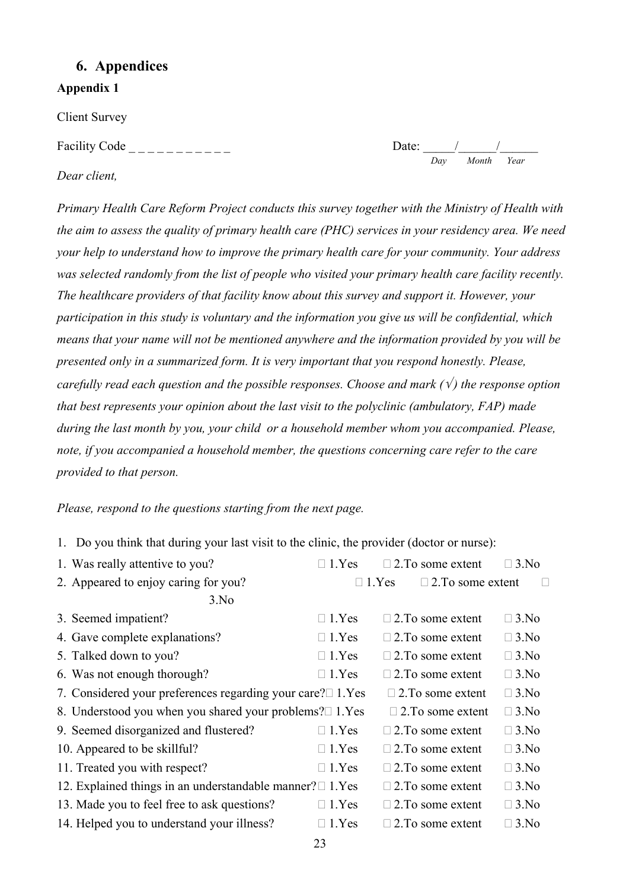## 6. Appendices

### Appendix 1

Client Survey

Facility Code _ _ _ _ _ _ _ _ _ _ _ Date: _____/______/______
Day Month Year

*Dear client,*

*Primary Health Care Reform Project conducts this survey together with the Ministry of Health with the aim to assess the quality of primary health care (PHC) services in your residency area. We need your help to understand how to improve the primary health care for your community. Your address was selected randomly from the list of people who visited your primary health care facility recently. The healthcare providers of that facility know about this survey and support it. However, your participation in this study is voluntary and the information you give us will be confidential, which means that your name will not be mentioned anywhere and the information provided by you will be presented only in a summarized form. It is very important that you respond honestly. Please, carefully read each question and the possible responses. Choose and mark (√) the response option that best represents your opinion about the last visit to the polyclinic (ambulatory, FAP) made during the last month by you, your child or a household member whom you accompanied. Please, note, if you accompanied a household member, the questions concerning care refer to the care provided to that person.*

*Please, respond to the questions starting from the next page.*

1. Do you think that during your last visit to the clinic, the provider (doctor or nurse):

| | | | |
|---|---|---|---|
| 1. Was really attentive to you? | □ 1.Yes | □ 2.To some extent | □ 3.No |
| 2. Appeared to enjoy caring for you? | □ 1.Yes | □ 2.To some extent | □ 3.No |
| 3. Seemed impatient? | □ 1.Yes | □ 2.To some extent | □ 3.No |
| 4. Gave complete explanations? | □ 1.Yes | □ 2.To some extent | □ 3.No |
| 5. Talked down to you? | □ 1.Yes | □ 2.To some extent | □ 3.No |
| 6. Was not enough thorough? | □ 1.Yes | □ 2.To some extent | □ 3.No |
| 7. Considered your preferences regarding your care? | □ 1.Yes | □ 2.To some extent | □ 3.No |
| 8. Understood you when you shared your problems? | □ 1.Yes | □ 2.To some extent | □ 3.No |
| 9. Seemed disorganized and flustered? | □ 1.Yes | □ 2.To some extent | □ 3.No |
| 10. Appeared to be skillful? | □ 1.Yes | □ 2.To some extent | □ 3.No |
| 11. Treated you with respect? | □ 1.Yes | □ 2.To some extent | □ 3.No |
| 12. Explained things in an understandable manner? | □ 1.Yes | □ 2.To some extent | □ 3.No |
| 13. Made you to feel free to ask questions? | □ 1.Yes | □ 2.To some extent | □ 3.No |
| 14. Helped you to understand your illness? | □ 1.Yes | □ 2.To some extent | □ 3.No |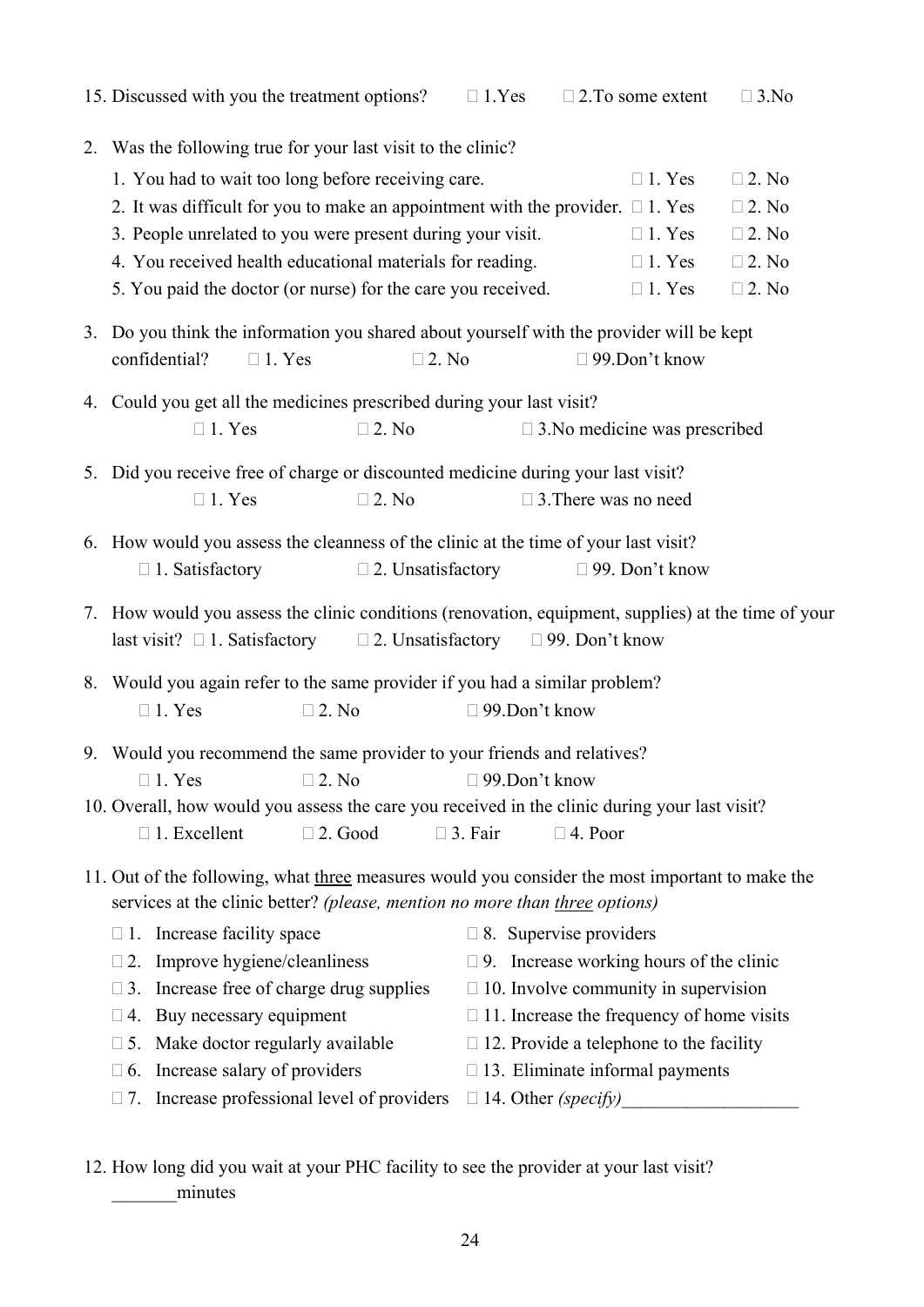15. Discussed with you the treatment options? □ 1.Yes □ 2.To some extent □ 3.No

2. Was the following true for your last visit to the clinic?

| | | |
|---|---|---|
| 1. You had to wait too long before receiving care. | □ 1. Yes | □ 2. No |
| 2. It was difficult for you to make an appointment with the provider. | □ 1. Yes | □ 2. No |
| 3. People unrelated to you were present during your visit. | □ 1. Yes | □ 2. No |
| 4. You received health educational materials for reading. | □ 1. Yes | □ 2. No |
| 5. You paid the doctor (or nurse) for the care you received. | □ 1. Yes | □ 2. No |

3. Do you think the information you shared about yourself with the provider will be kept confidential? □ 1. Yes □ 2. No □ 99.Don't know

4. Could you get all the medicines prescribed during your last visit?
   □ 1. Yes □ 2. No □ 3.No medicine was prescribed

5. Did you receive free of charge or discounted medicine during your last visit?
   □ 1. Yes □ 2. No □ 3.There was no need

6. How would you assess the cleanness of the clinic at the time of your last visit?
   □ 1. Satisfactory □ 2. Unsatisfactory □ 99. Don't know

7. How would you assess the clinic conditions (renovation, equipment, supplies) at the time of your last visit? □ 1. Satisfactory □ 2. Unsatisfactory □ 99. Don't know

8. Would you again refer to the same provider if you had a similar problem?
   □ 1. Yes □ 2. No □ 99.Don't know

9. Would you recommend the same provider to your friends and relatives?
   □ 1. Yes □ 2. No □ 99.Don't know

10. Overall, how would you assess the care you received in the clinic during your last visit?
    □ 1. Excellent □ 2. Good □ 3. Fair □ 4. Poor

11. Out of the following, what three measures would you consider the most important to make the services at the clinic better? *(please, mention no more than three options)*

| | |
|---|---|
| □ 1. Increase facility space | □ 8. Supervise providers |
| □ 2. Improve hygiene/cleanliness | □ 9. Increase working hours of the clinic |
| □ 3. Increase free of charge drug supplies | □ 10. Involve community in supervision |
| □ 4. Buy necessary equipment | □ 11. Increase the frequency of home visits |
| □ 5. Make doctor regularly available | □ 12. Provide a telephone to the facility |
| □ 6. Increase salary of providers | □ 13. Eliminate informal payments |
| □ 7. Increase professional level of providers | □ 14. Other *(specify)*___________________ |

12. How long did you wait at your PHC facility to see the provider at your last visit?
    _______minutes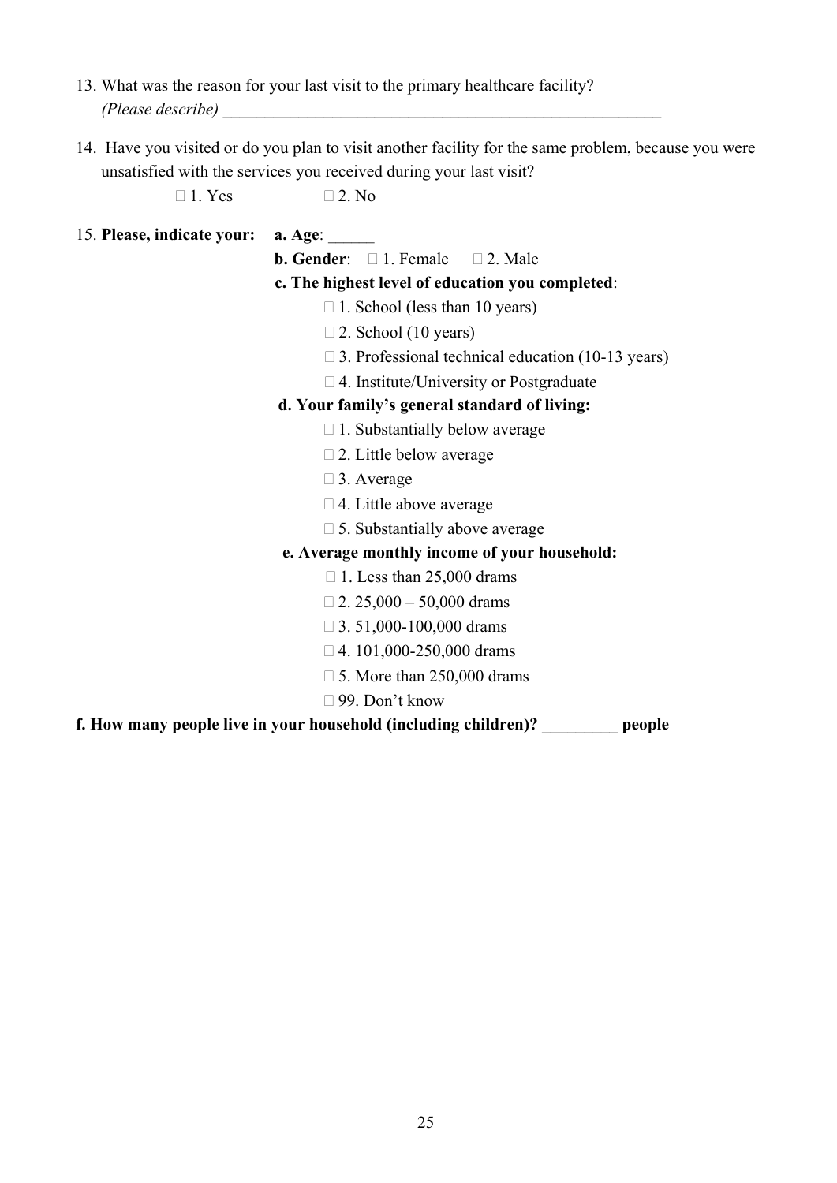13. What was the reason for your last visit to the primary healthcare facility?
    *(Please describe)* _______________________________________________________

14. Have you visited or do you plan to visit another facility for the same problem, because you were unsatisfied with the services you received during your last visit?

    □ 1. Yes □ 2. No

15. **Please, indicate your:**

    **a. Age**: ______

    **b. Gender**: □ 1. Female □ 2. Male

    **c. The highest level of education you completed**:

    □ 1. School (less than 10 years)
    □ 2. School (10 years)
    □ 3. Professional technical education (10-13 years)
    □ 4. Institute/University or Postgraduate

    **d. Your family's general standard of living:**

    □ 1. Substantially below average
    □ 2. Little below average
    □ 3. Average
    □ 4. Little above average
    □ 5. Substantially above average

    **e. Average monthly income of your household:**

    □ 1. Less than 25,000 drams
    □ 2. 25,000 – 50,000 drams
    □ 3. 51,000-100,000 drams
    □ 4. 101,000-250,000 drams
    □ 5. More than 250,000 drams
    □ 99. Don't know

**f. How many people live in your household (including children)? _________ people**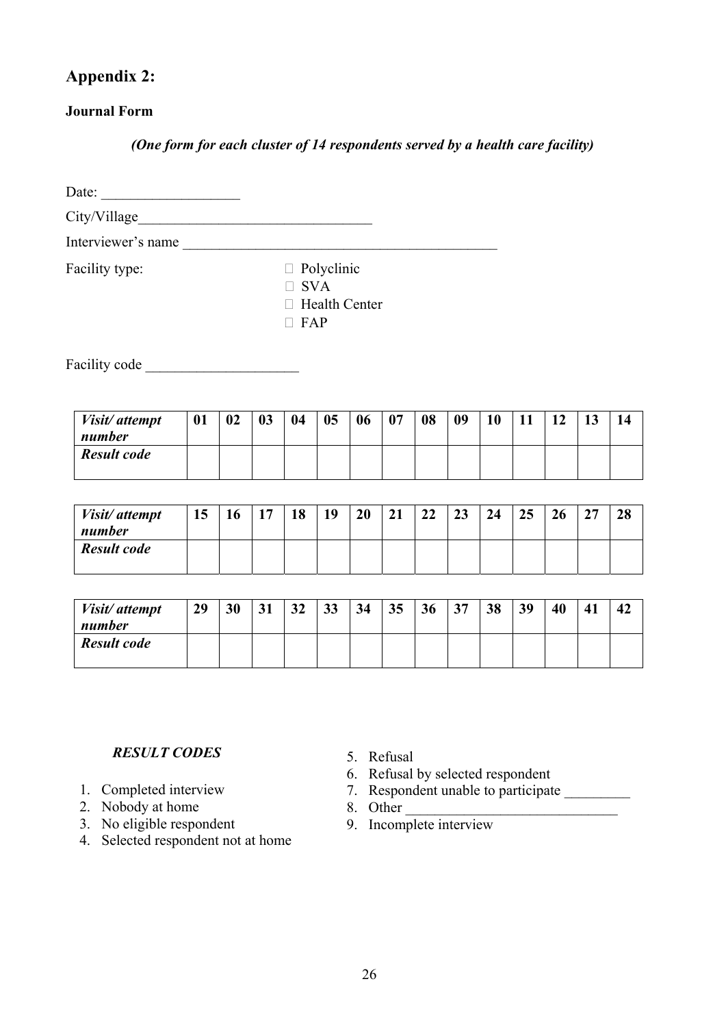## Appendix 2:

**Journal Form**

***(One form for each cluster of 14 respondents served by a health care facility)***

Date: ___________________

City/Village________________________________

Interviewer's name ____________________________________________

Facility type:

- Polyclinic
- SVA
- Health Center
- FAP

Facility code _____________________

| ***Visit/ attempt number*** | **01** | **02** | **03** | **04** | **05** | **06** | **07** | **08** | **09** | **10** | **11** | **12** | **13** | **14** |
|---|---|---|---|---|---|---|---|---|---|---|---|---|---|---|
| ***Result code*** | | | | | | | | | | | | | | |

| ***Visit/ attempt number*** | **15** | **16** | **17** | **18** | **19** | **20** | **21** | **22** | **23** | **24** | **25** | **26** | **27** | **28** |
|---|---|---|---|---|---|---|---|---|---|---|---|---|---|---|
| ***Result code*** | | | | | | | | | | | | | | |

| ***Visit/ attempt number*** | **29** | **30** | **31** | **32** | **33** | **34** | **35** | **36** | **37** | **38** | **39** | **40** | **41** | **42** |
|---|---|---|---|---|---|---|---|---|---|---|---|---|---|---|
| ***Result code*** | | | | | | | | | | | | | | |

***RESULT CODES***

1. Completed interview
2. Nobody at home
3. No eligible respondent
4. Selected respondent not at home
5. Refusal
6. Refusal by selected respondent
7. Respondent unable to participate _________
8. Other _____________________________
9. Incomplete interview